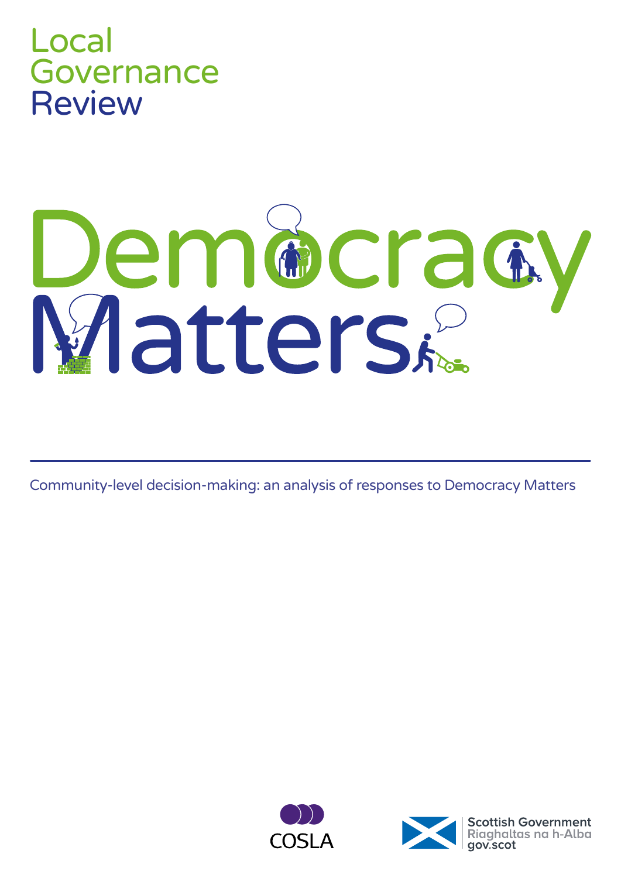# Local Governance Review

# Democracy Matters

Community-level decision-making: an analysis of responses to Democracy Matters

COSLA

Scottish Government
Riaghaltas na h-Alba
gov.scot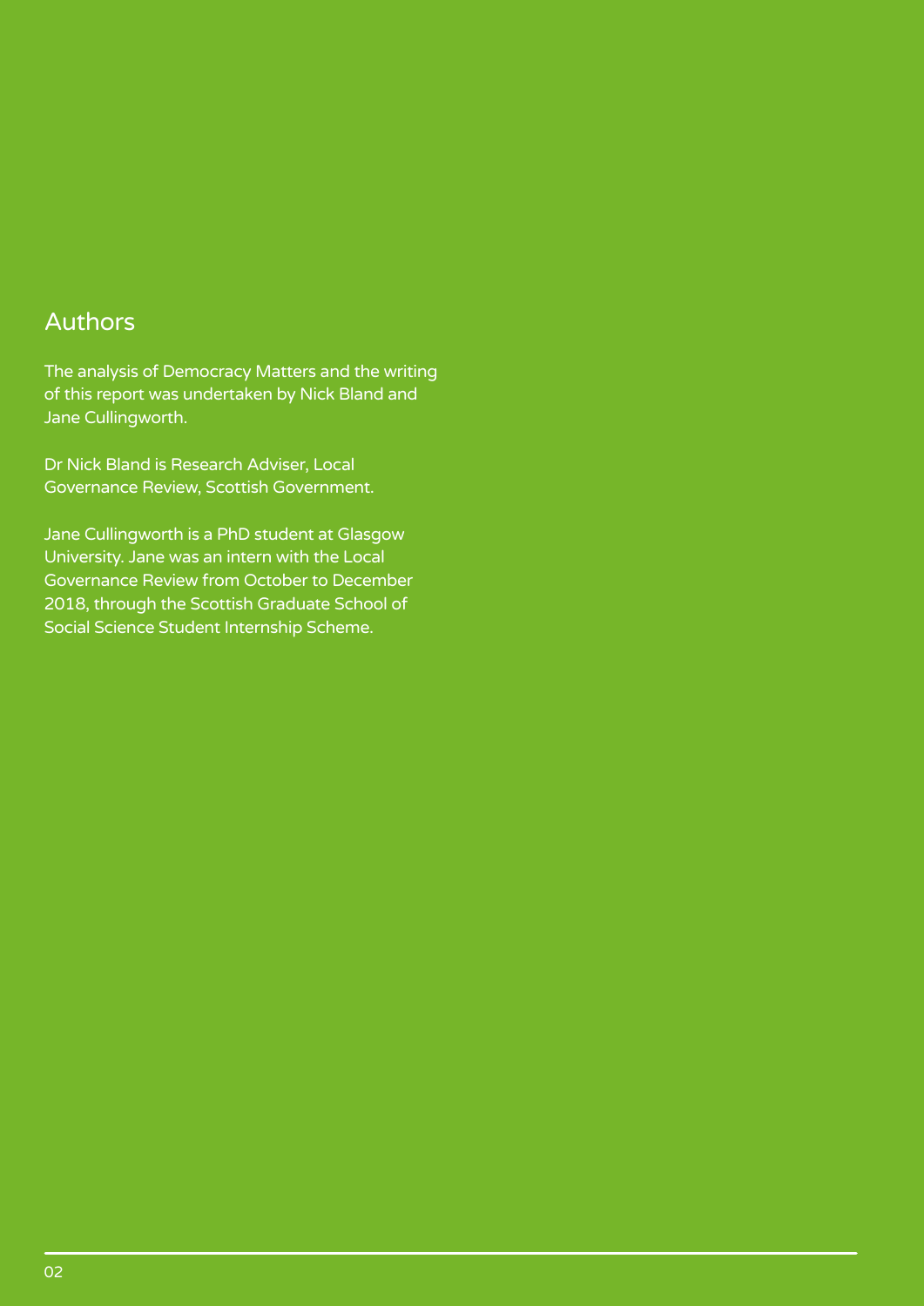## Authors

The analysis of Democracy Matters and the writing of this report was undertaken by Nick Bland and Jane Cullingworth.

Dr Nick Bland is Research Adviser, Local Governance Review, Scottish Government.

Jane Cullingworth is a PhD student at Glasgow University. Jane was an intern with the Local Governance Review from October to December 2018, through the Scottish Graduate School of Social Science Student Internship Scheme.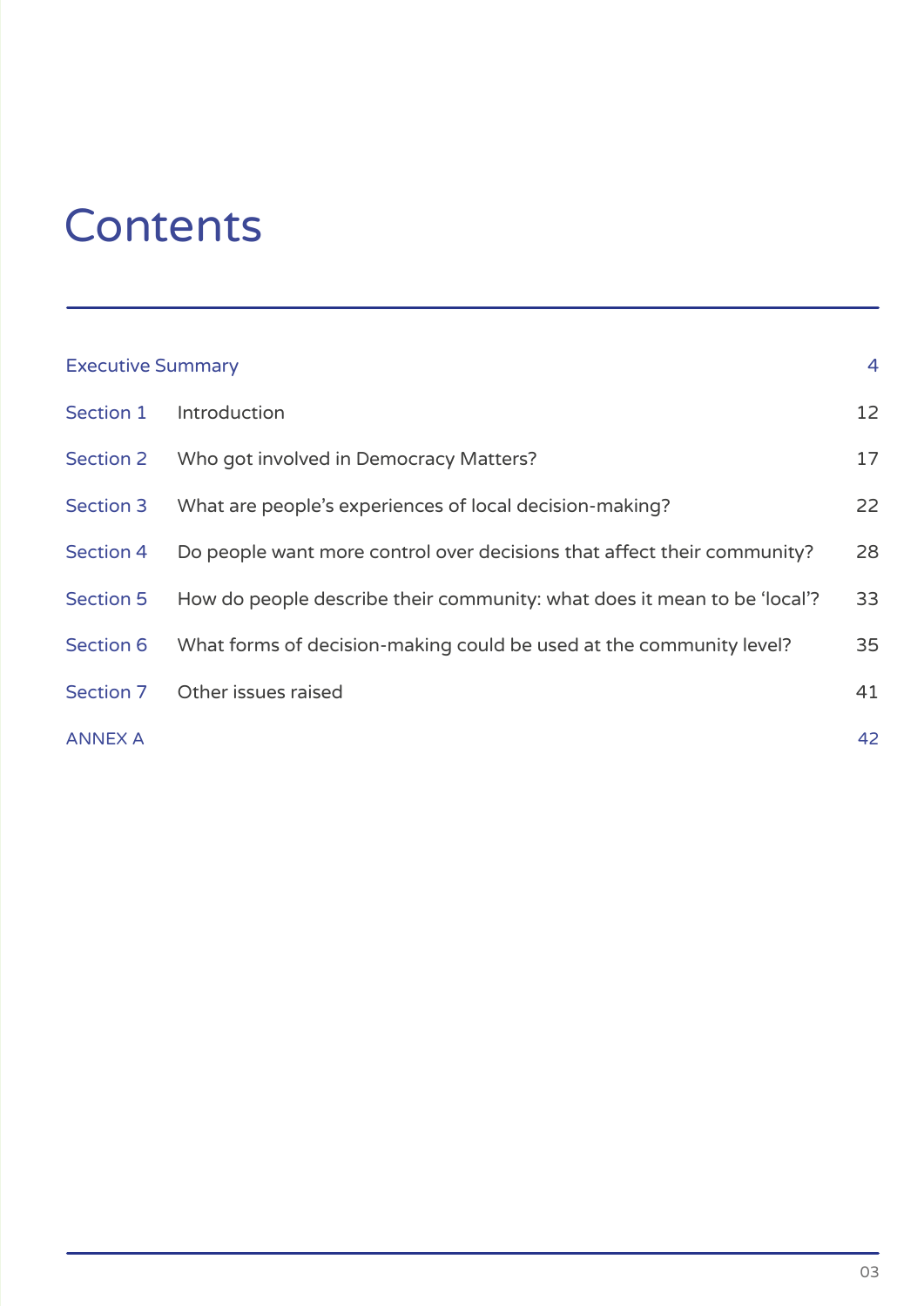# Contents

| | | |
|---|---|---|
| Executive Summary | | 4 |
| Section 1 | Introduction | 12 |
| Section 2 | Who got involved in Democracy Matters? | 17 |
| Section 3 | What are people's experiences of local decision-making? | 22 |
| Section 4 | Do people want more control over decisions that affect their community? | 28 |
| Section 5 | How do people describe their community: what does it mean to be 'local'? | 33 |
| Section 6 | What forms of decision-making could be used at the community level? | 35 |
| Section 7 | Other issues raised | 41 |
| ANNEX A | | 42 |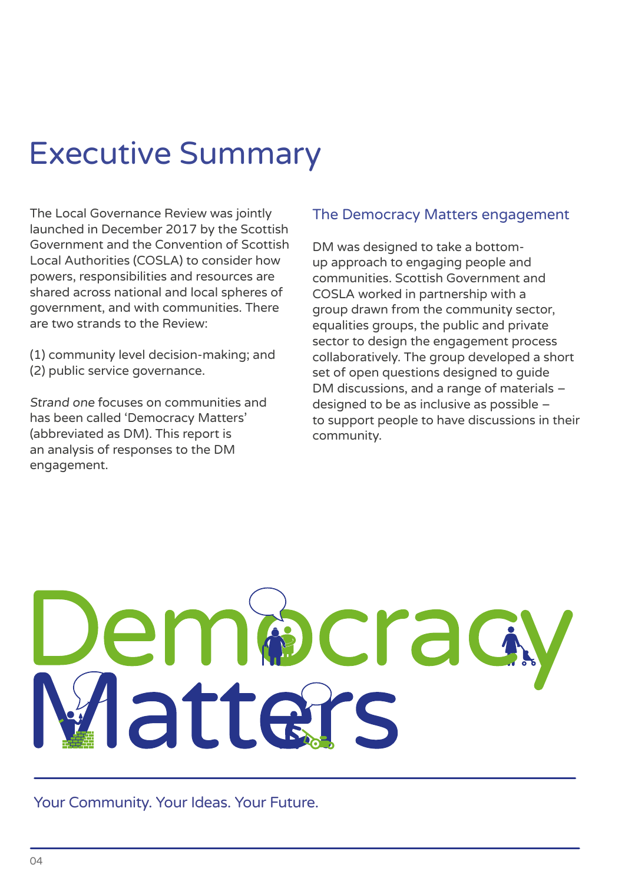# Executive Summary

The Local Governance Review was jointly launched in December 2017 by the Scottish Government and the Convention of Scottish Local Authorities (COSLA) to consider how powers, responsibilities and resources are shared across national and local spheres of government, and with communities. There are two strands to the Review:

(1) community level decision-making; and
(2) public service governance.

*Strand one* focuses on communities and has been called 'Democracy Matters' (abbreviated as DM). This report is an analysis of responses to the DM engagement.

## The Democracy Matters engagement

DM was designed to take a bottom-up approach to engaging people and communities. Scottish Government and COSLA worked in partnership with a group drawn from the community sector, equalities groups, the public and private sector to design the engagement process collaboratively. The group developed a short set of open questions designed to guide DM discussions, and a range of materials – designed to be as inclusive as possible – to support people to have discussions in their community.

Democracy Matters

Your Community. Your Ideas. Your Future.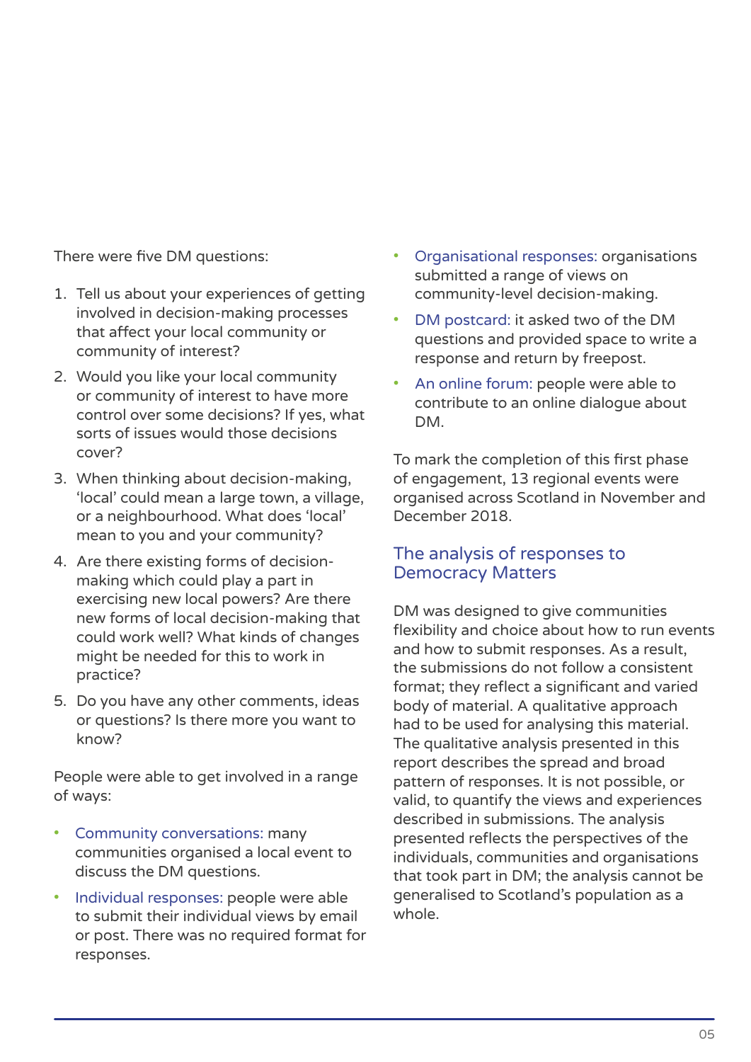There were five DM questions:

1. Tell us about your experiences of getting involved in decision-making processes that affect your local community or community of interest?
2. Would you like your local community or community of interest to have more control over some decisions? If yes, what sorts of issues would those decisions cover?
3. When thinking about decision-making, 'local' could mean a large town, a village, or a neighbourhood. What does 'local' mean to you and your community?
4. Are there existing forms of decision-making which could play a part in exercising new local powers? Are there new forms of local decision-making that could work well? What kinds of changes might be needed for this to work in practice?
5. Do you have any other comments, ideas or questions? Is there more you want to know?

People were able to get involved in a range of ways:

- Community conversations: many communities organised a local event to discuss the DM questions.
- Individual responses: people were able to submit their individual views by email or post. There was no required format for responses.
- Organisational responses: organisations submitted a range of views on community-level decision-making.
- DM postcard: it asked two of the DM questions and provided space to write a response and return by freepost.
- An online forum: people were able to contribute to an online dialogue about DM.

To mark the completion of this first phase of engagement, 13 regional events were organised across Scotland in November and December 2018.

## The analysis of responses to Democracy Matters

DM was designed to give communities flexibility and choice about how to run events and how to submit responses. As a result, the submissions do not follow a consistent format; they reflect a significant and varied body of material. A qualitative approach had to be used for analysing this material. The qualitative analysis presented in this report describes the spread and broad pattern of responses. It is not possible, or valid, to quantify the views and experiences described in submissions. The analysis presented reflects the perspectives of the individuals, communities and organisations that took part in DM; the analysis cannot be generalised to Scotland's population as a whole.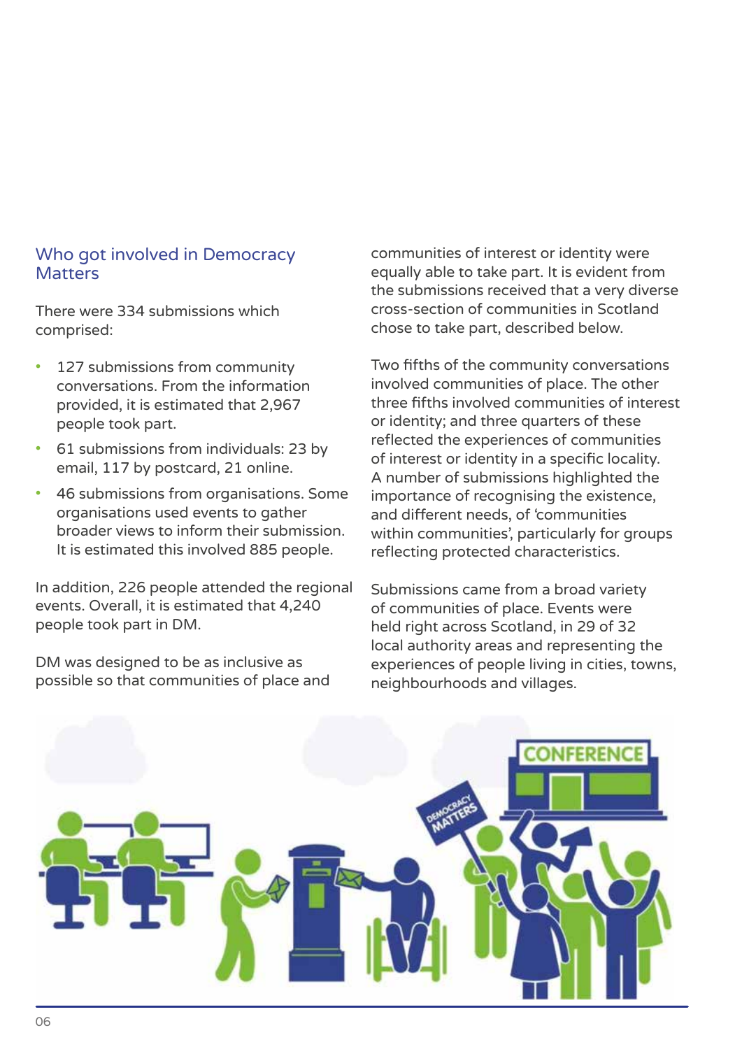## Who got involved in Democracy Matters

There were 334 submissions which comprised:

- 127 submissions from community conversations. From the information provided, it is estimated that 2,967 people took part.
- 61 submissions from individuals: 23 by email, 117 by postcard, 21 online.
- 46 submissions from organisations. Some organisations used events to gather broader views to inform their submission. It is estimated this involved 885 people.

In addition, 226 people attended the regional events. Overall, it is estimated that 4,240 people took part in DM.

DM was designed to be as inclusive as possible so that communities of place and communities of interest or identity were equally able to take part. It is evident from the submissions received that a very diverse cross-section of communities in Scotland chose to take part, described below.

Two fifths of the community conversations involved communities of place. The other three fifths involved communities of interest or identity; and three quarters of these reflected the experiences of communities of interest or identity in a specific locality. A number of submissions highlighted the importance of recognising the existence, and different needs, of 'communities within communities', particularly for groups reflecting protected characteristics.

Submissions came from a broad variety of communities of place. Events were held right across Scotland, in 29 of 32 local authority areas and representing the experiences of people living in cities, towns, neighbourhoods and villages.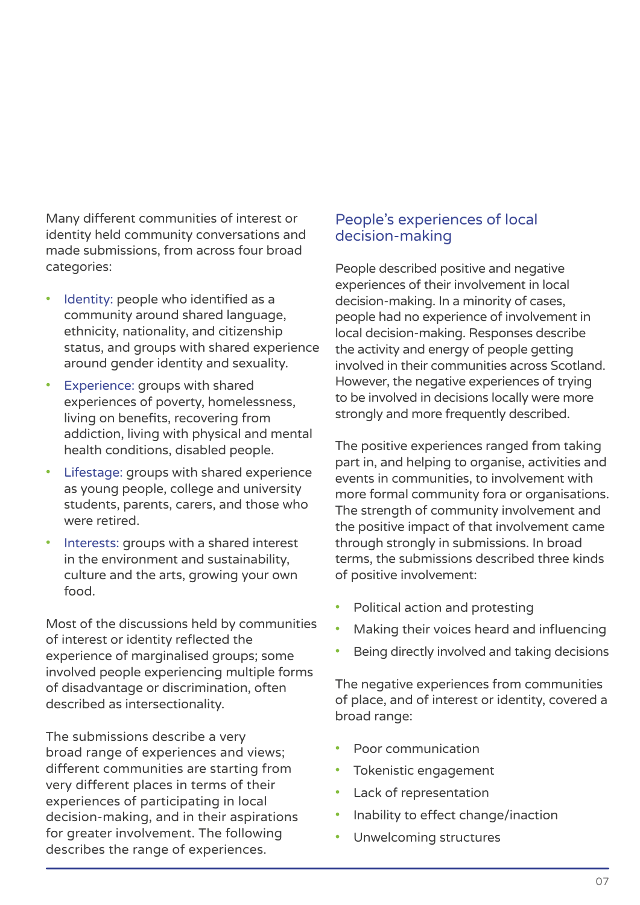Many different communities of interest or identity held community conversations and made submissions, from across four broad categories:

- Identity: people who identified as a community around shared language, ethnicity, nationality, and citizenship status, and groups with shared experience around gender identity and sexuality.
- Experience: groups with shared experiences of poverty, homelessness, living on benefits, recovering from addiction, living with physical and mental health conditions, disabled people.
- Lifestage: groups with shared experience as young people, college and university students, parents, carers, and those who were retired.
- Interests: groups with a shared interest in the environment and sustainability, culture and the arts, growing your own food.

Most of the discussions held by communities of interest or identity reflected the experience of marginalised groups; some involved people experiencing multiple forms of disadvantage or discrimination, often described as intersectionality.

The submissions describe a very broad range of experiences and views; different communities are starting from very different places in terms of their experiences of participating in local decision-making, and in their aspirations for greater involvement. The following describes the range of experiences.

## People's experiences of local decision-making

People described positive and negative experiences of their involvement in local decision-making. In a minority of cases, people had no experience of involvement in local decision-making. Responses describe the activity and energy of people getting involved in their communities across Scotland. However, the negative experiences of trying to be involved in decisions locally were more strongly and more frequently described.

The positive experiences ranged from taking part in, and helping to organise, activities and events in communities, to involvement with more formal community fora or organisations. The strength of community involvement and the positive impact of that involvement came through strongly in submissions. In broad terms, the submissions described three kinds of positive involvement:

- Political action and protesting
- Making their voices heard and influencing
- Being directly involved and taking decisions

The negative experiences from communities of place, and of interest or identity, covered a broad range:

- Poor communication
- Tokenistic engagement
- Lack of representation
- Inability to effect change/inaction
- Unwelcoming structures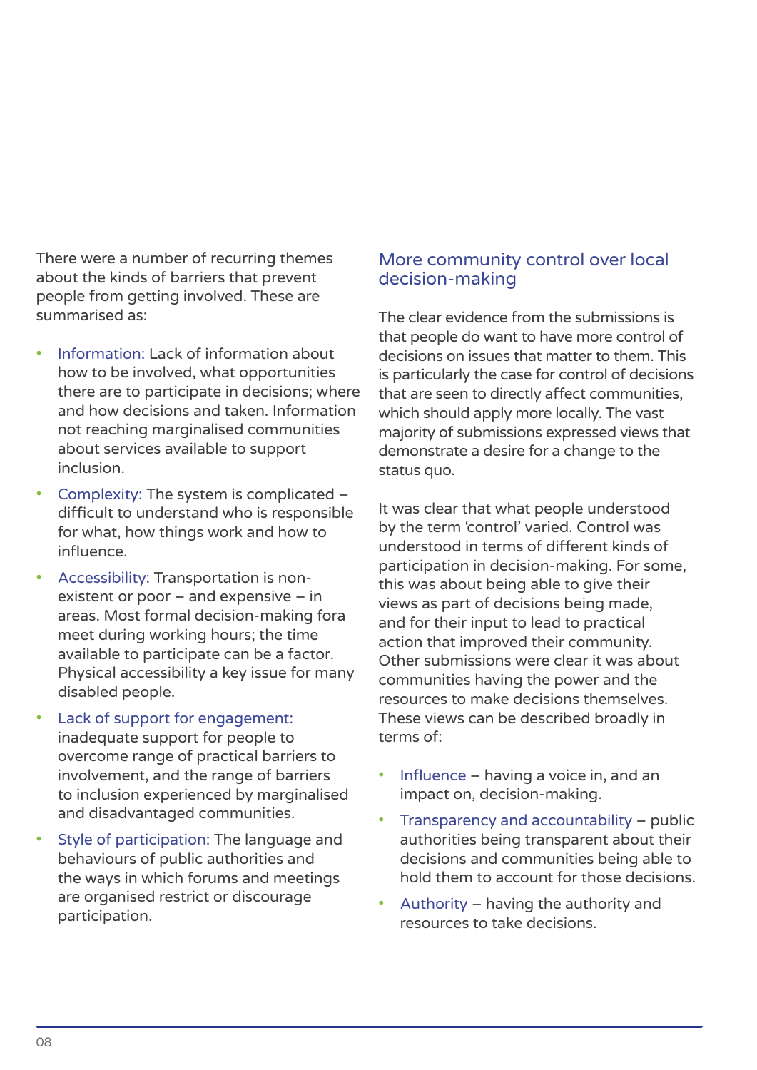There were a number of recurring themes about the kinds of barriers that prevent people from getting involved. These are summarised as:

- Information: Lack of information about how to be involved, what opportunities there are to participate in decisions; where and how decisions and taken. Information not reaching marginalised communities about services available to support inclusion.
- Complexity: The system is complicated – difficult to understand who is responsible for what, how things work and how to influence.
- Accessibility: Transportation is non-existent or poor – and expensive – in areas. Most formal decision-making fora meet during working hours; the time available to participate can be a factor. Physical accessibility a key issue for many disabled people.
- Lack of support for engagement: inadequate support for people to overcome range of practical barriers to involvement, and the range of barriers to inclusion experienced by marginalised and disadvantaged communities.
- Style of participation: The language and behaviours of public authorities and the ways in which forums and meetings are organised restrict or discourage participation.

## More community control over local decision-making

The clear evidence from the submissions is that people do want to have more control of decisions on issues that matter to them. This is particularly the case for control of decisions that are seen to directly affect communities, which should apply more locally. The vast majority of submissions expressed views that demonstrate a desire for a change to the status quo.

It was clear that what people understood by the term 'control' varied. Control was understood in terms of different kinds of participation in decision-making. For some, this was about being able to give their views as part of decisions being made, and for their input to lead to practical action that improved their community. Other submissions were clear it was about communities having the power and the resources to make decisions themselves. These views can be described broadly in terms of:

- Influence – having a voice in, and an impact on, decision-making.
- Transparency and accountability – public authorities being transparent about their decisions and communities being able to hold them to account for those decisions.
- Authority – having the authority and resources to take decisions.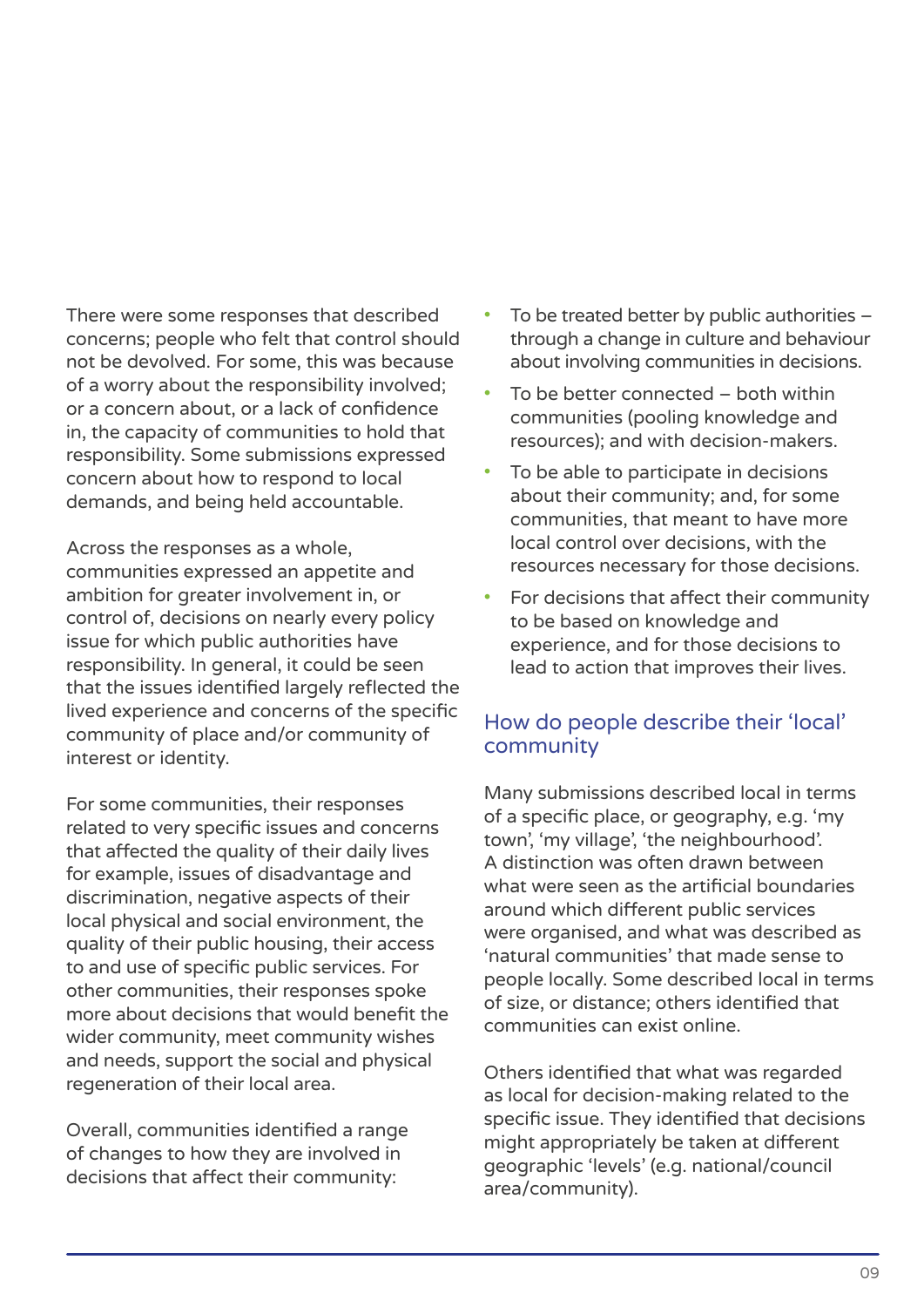There were some responses that described concerns; people who felt that control should not be devolved. For some, this was because of a worry about the responsibility involved; or a concern about, or a lack of confidence in, the capacity of communities to hold that responsibility. Some submissions expressed concern about how to respond to local demands, and being held accountable.

Across the responses as a whole, communities expressed an appetite and ambition for greater involvement in, or control of, decisions on nearly every policy issue for which public authorities have responsibility. In general, it could be seen that the issues identified largely reflected the lived experience and concerns of the specific community of place and/or community of interest or identity.

For some communities, their responses related to very specific issues and concerns that affected the quality of their daily lives for example, issues of disadvantage and discrimination, negative aspects of their local physical and social environment, the quality of their public housing, their access to and use of specific public services. For other communities, their responses spoke more about decisions that would benefit the wider community, meet community wishes and needs, support the social and physical regeneration of their local area.

Overall, communities identified a range of changes to how they are involved in decisions that affect their community:

- To be treated better by public authorities – through a change in culture and behaviour about involving communities in decisions.
- To be better connected – both within communities (pooling knowledge and resources); and with decision-makers.
- To be able to participate in decisions about their community; and, for some communities, that meant to have more local control over decisions, with the resources necessary for those decisions.
- For decisions that affect their community to be based on knowledge and experience, and for those decisions to lead to action that improves their lives.

## How do people describe their 'local' community

Many submissions described local in terms of a specific place, or geography, e.g. 'my town', 'my village', 'the neighbourhood'. A distinction was often drawn between what were seen as the artificial boundaries around which different public services were organised, and what was described as 'natural communities' that made sense to people locally. Some described local in terms of size, or distance; others identified that communities can exist online.

Others identified that what was regarded as local for decision-making related to the specific issue. They identified that decisions might appropriately be taken at different geographic 'levels' (e.g. national/council area/community).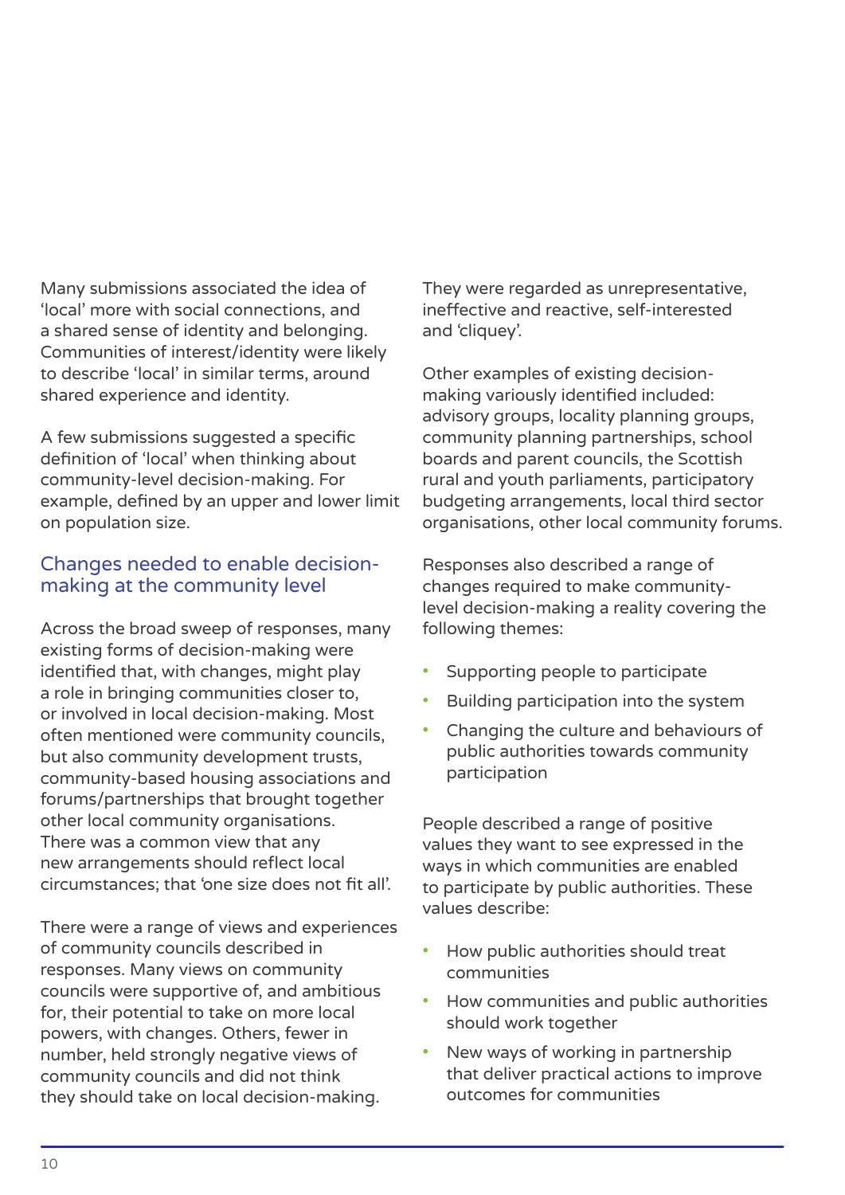Many submissions associated the idea of 'local' more with social connections, and a shared sense of identity and belonging. Communities of interest/identity were likely to describe 'local' in similar terms, around shared experience and identity.

A few submissions suggested a specific definition of 'local' when thinking about community-level decision-making. For example, defined by an upper and lower limit on population size.

## Changes needed to enable decision-making at the community level

Across the broad sweep of responses, many existing forms of decision-making were identified that, with changes, might play a role in bringing communities closer to, or involved in local decision-making. Most often mentioned were community councils, but also community development trusts, community-based housing associations and forums/partnerships that brought together other local community organisations. There was a common view that any new arrangements should reflect local circumstances; that 'one size does not fit all'.

There were a range of views and experiences of community councils described in responses. Many views on community councils were supportive of, and ambitious for, their potential to take on more local powers, with changes. Others, fewer in number, held strongly negative views of community councils and did not think they should take on local decision-making. They were regarded as unrepresentative, ineffective and reactive, self-interested and 'cliquey'.

Other examples of existing decision-making variously identified included: advisory groups, locality planning groups, community planning partnerships, school boards and parent councils, the Scottish rural and youth parliaments, participatory budgeting arrangements, local third sector organisations, other local community forums.

Responses also described a range of changes required to make community-level decision-making a reality covering the following themes:

- Supporting people to participate
- Building participation into the system
- Changing the culture and behaviours of public authorities towards community participation

People described a range of positive values they want to see expressed in the ways in which communities are enabled to participate by public authorities. These values describe:

- How public authorities should treat communities
- How communities and public authorities should work together
- New ways of working in partnership that deliver practical actions to improve outcomes for communities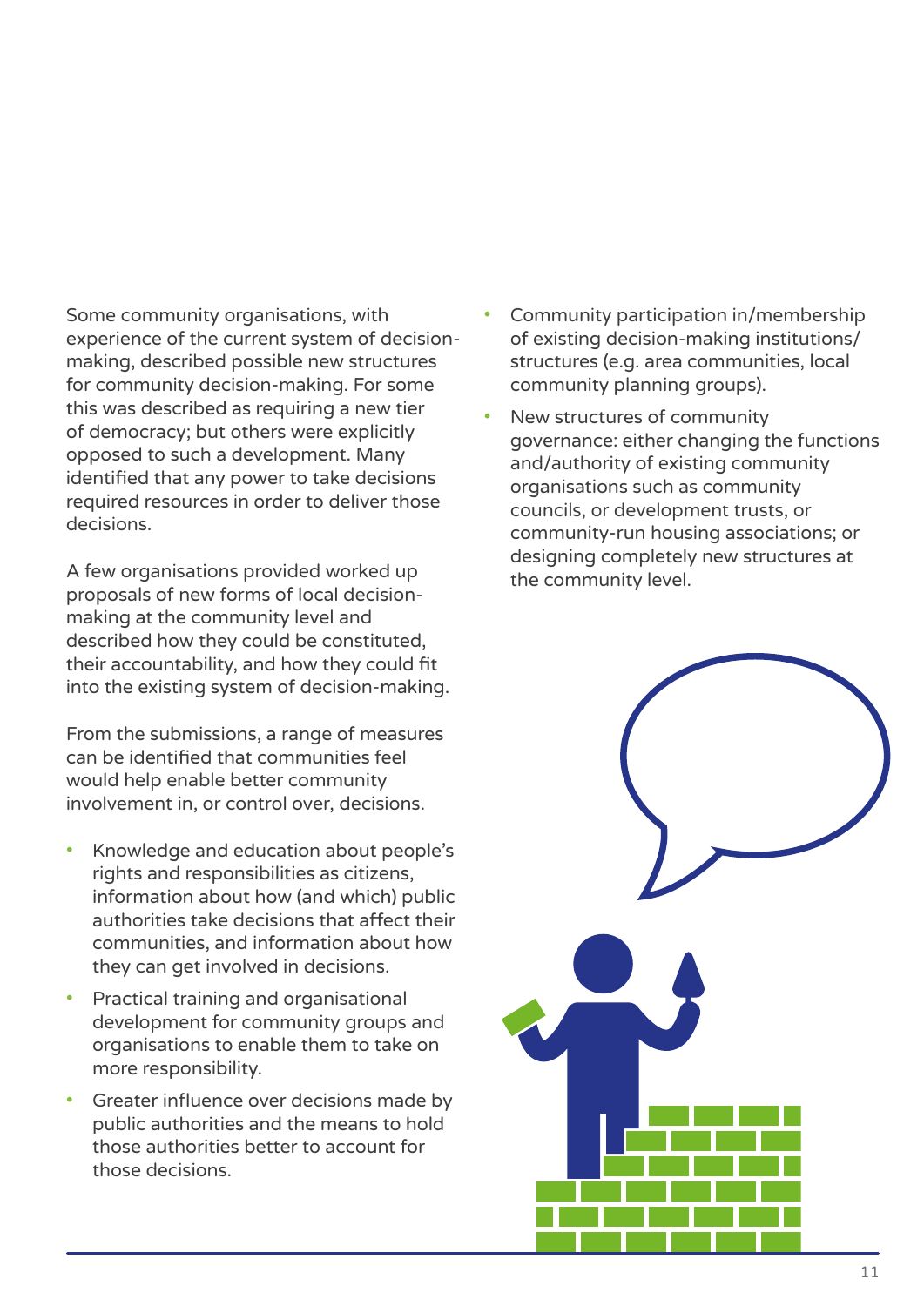Some community organisations, with experience of the current system of decision-making, described possible new structures for community decision-making. For some this was described as requiring a new tier of democracy; but others were explicitly opposed to such a development. Many identified that any power to take decisions required resources in order to deliver those decisions.

A few organisations provided worked up proposals of new forms of local decision-making at the community level and described how they could be constituted, their accountability, and how they could fit into the existing system of decision-making.

From the submissions, a range of measures can be identified that communities feel would help enable better community involvement in, or control over, decisions.

- Knowledge and education about people's rights and responsibilities as citizens, information about how (and which) public authorities take decisions that affect their communities, and information about how they can get involved in decisions.
- Practical training and organisational development for community groups and organisations to enable them to take on more responsibility.
- Greater influence over decisions made by public authorities and the means to hold those authorities better to account for those decisions.
- Community participation in/membership of existing decision-making institutions/structures (e.g. area communities, local community planning groups).
- New structures of community governance: either changing the functions and/authority of existing community organisations such as community councils, or development trusts, or community-run housing associations; or designing completely new structures at the community level.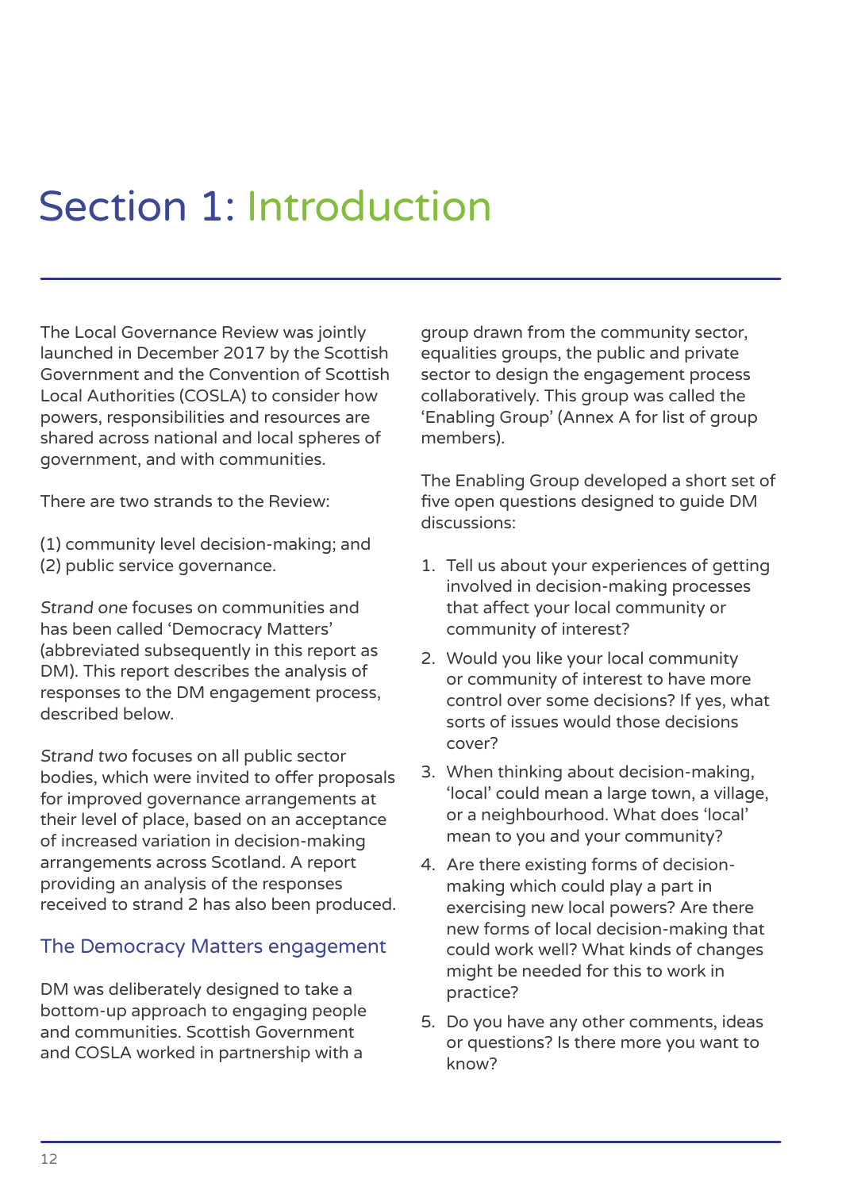# Section 1: Introduction

The Local Governance Review was jointly launched in December 2017 by the Scottish Government and the Convention of Scottish Local Authorities (COSLA) to consider how powers, responsibilities and resources are shared across national and local spheres of government, and with communities.

There are two strands to the Review:

(1) community level decision-making; and
(2) public service governance.

*Strand one* focuses on communities and has been called 'Democracy Matters' (abbreviated subsequently in this report as DM). This report describes the analysis of responses to the DM engagement process, described below.

*Strand two* focuses on all public sector bodies, which were invited to offer proposals for improved governance arrangements at their level of place, based on an acceptance of increased variation in decision-making arrangements across Scotland. A report providing an analysis of the responses received to strand 2 has also been produced.

## The Democracy Matters engagement

DM was deliberately designed to take a bottom-up approach to engaging people and communities. Scottish Government and COSLA worked in partnership with a group drawn from the community sector, equalities groups, the public and private sector to design the engagement process collaboratively. This group was called the 'Enabling Group' (Annex A for list of group members).

The Enabling Group developed a short set of five open questions designed to guide DM discussions:

1. Tell us about your experiences of getting involved in decision-making processes that affect your local community or community of interest?
2. Would you like your local community or community of interest to have more control over some decisions? If yes, what sorts of issues would those decisions cover?
3. When thinking about decision-making, 'local' could mean a large town, a village, or a neighbourhood. What does 'local' mean to you and your community?
4. Are there existing forms of decision-making which could play a part in exercising new local powers? Are there new forms of local decision-making that could work well? What kinds of changes might be needed for this to work in practice?
5. Do you have any other comments, ideas or questions? Is there more you want to know?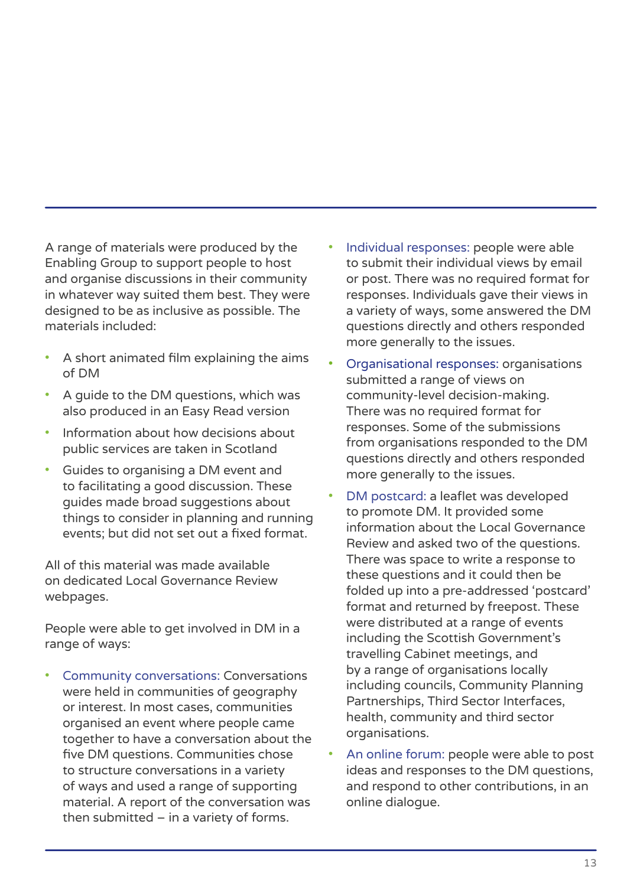A range of materials were produced by the Enabling Group to support people to host and organise discussions in their community in whatever way suited them best. They were designed to be as inclusive as possible. The materials included:

- A short animated film explaining the aims of DM
- A guide to the DM questions, which was also produced in an Easy Read version
- Information about how decisions about public services are taken in Scotland
- Guides to organising a DM event and to facilitating a good discussion. These guides made broad suggestions about things to consider in planning and running events; but did not set out a fixed format.

All of this material was made available on dedicated Local Governance Review webpages.

People were able to get involved in DM in a range of ways:

- Community conversations: Conversations were held in communities of geography or interest. In most cases, communities organised an event where people came together to have a conversation about the five DM questions. Communities chose to structure conversations in a variety of ways and used a range of supporting material. A report of the conversation was then submitted – in a variety of forms.
- Individual responses: people were able to submit their individual views by email or post. There was no required format for responses. Individuals gave their views in a variety of ways, some answered the DM questions directly and others responded more generally to the issues.
- Organisational responses: organisations submitted a range of views on community-level decision-making. There was no required format for responses. Some of the submissions from organisations responded to the DM questions directly and others responded more generally to the issues.
- DM postcard: a leaflet was developed to promote DM. It provided some information about the Local Governance Review and asked two of the questions. There was space to write a response to these questions and it could then be folded up into a pre-addressed 'postcard' format and returned by freepost. These were distributed at a range of events including the Scottish Government's travelling Cabinet meetings, and by a range of organisations locally including councils, Community Planning Partnerships, Third Sector Interfaces, health, community and third sector organisations.
- An online forum: people were able to post ideas and responses to the DM questions, and respond to other contributions, in an online dialogue.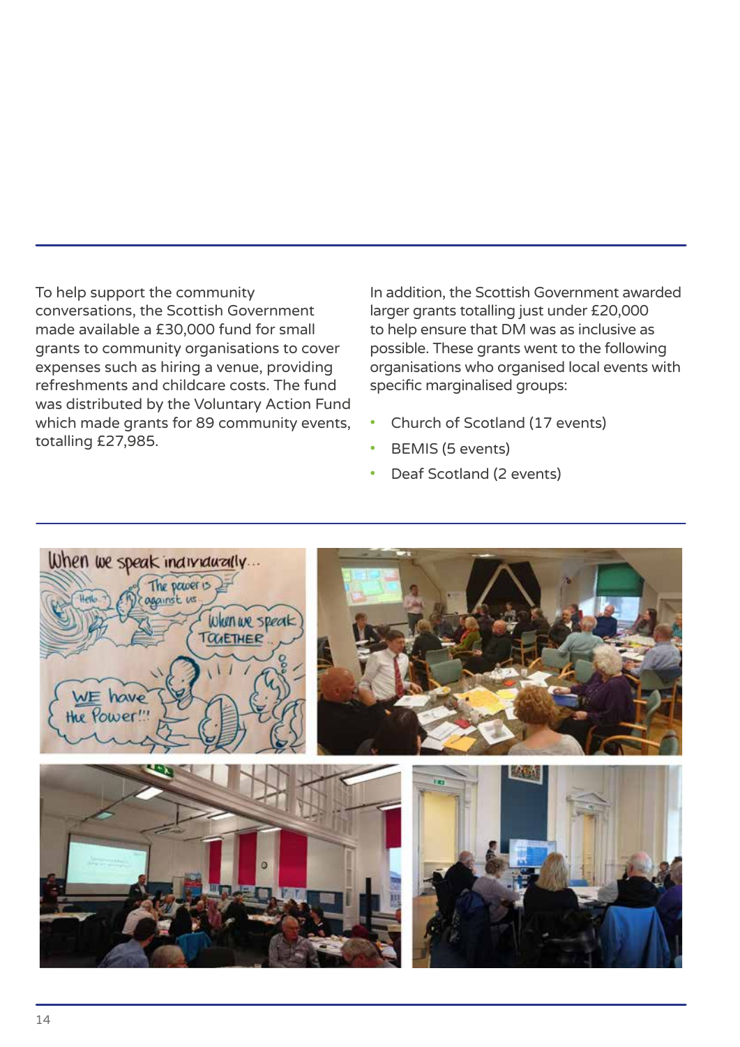To help support the community conversations, the Scottish Government made available a £30,000 fund for small grants to community organisations to cover expenses such as hiring a venue, providing refreshments and childcare costs. The fund was distributed by the Voluntary Action Fund which made grants for 89 community events, totalling £27,985.

In addition, the Scottish Government awarded larger grants totalling just under £20,000 to help ensure that DM was as inclusive as possible. These grants went to the following organisations who organised local events with specific marginalised groups:

- Church of Scotland (17 events)
- BEMIS (5 events)
- Deaf Scotland (2 events)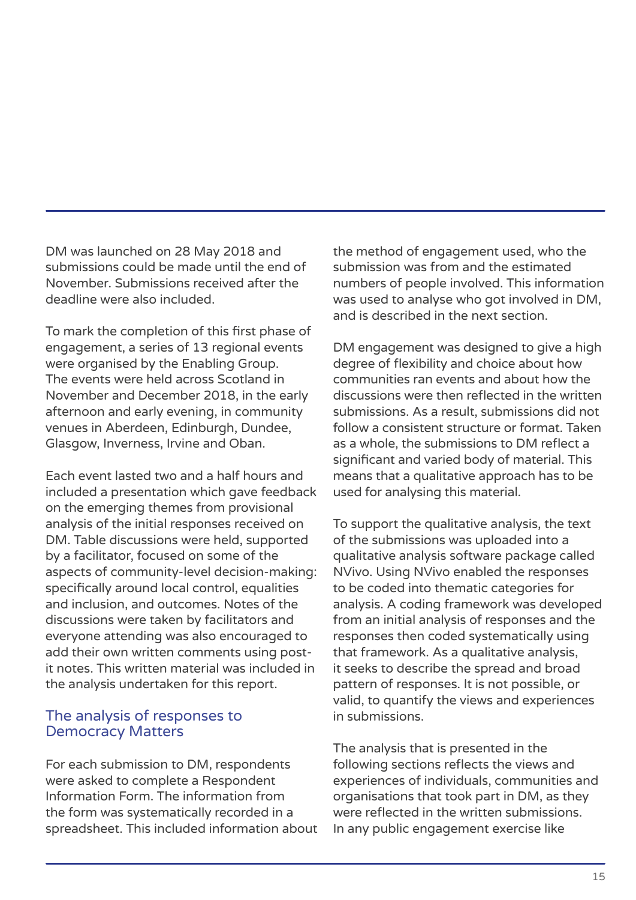DM was launched on 28 May 2018 and submissions could be made until the end of November. Submissions received after the deadline were also included.

To mark the completion of this first phase of engagement, a series of 13 regional events were organised by the Enabling Group. The events were held across Scotland in November and December 2018, in the early afternoon and early evening, in community venues in Aberdeen, Edinburgh, Dundee, Glasgow, Inverness, Irvine and Oban.

Each event lasted two and a half hours and included a presentation which gave feedback on the emerging themes from provisional analysis of the initial responses received on DM. Table discussions were held, supported by a facilitator, focused on some of the aspects of community-level decision-making: specifically around local control, equalities and inclusion, and outcomes. Notes of the discussions were taken by facilitators and everyone attending was also encouraged to add their own written comments using post-it notes. This written material was included in the analysis undertaken for this report.

## The analysis of responses to Democracy Matters

For each submission to DM, respondents were asked to complete a Respondent Information Form. The information from the form was systematically recorded in a spreadsheet. This included information about the method of engagement used, who the submission was from and the estimated numbers of people involved. This information was used to analyse who got involved in DM, and is described in the next section.

DM engagement was designed to give a high degree of flexibility and choice about how communities ran events and about how the discussions were then reflected in the written submissions. As a result, submissions did not follow a consistent structure or format. Taken as a whole, the submissions to DM reflect a significant and varied body of material. This means that a qualitative approach has to be used for analysing this material.

To support the qualitative analysis, the text of the submissions was uploaded into a qualitative analysis software package called NVivo. Using NVivo enabled the responses to be coded into thematic categories for analysis. A coding framework was developed from an initial analysis of responses and the responses then coded systematically using that framework. As a qualitative analysis, it seeks to describe the spread and broad pattern of responses. It is not possible, or valid, to quantify the views and experiences in submissions.

The analysis that is presented in the following sections reflects the views and experiences of individuals, communities and organisations that took part in DM, as they were reflected in the written submissions. In any public engagement exercise like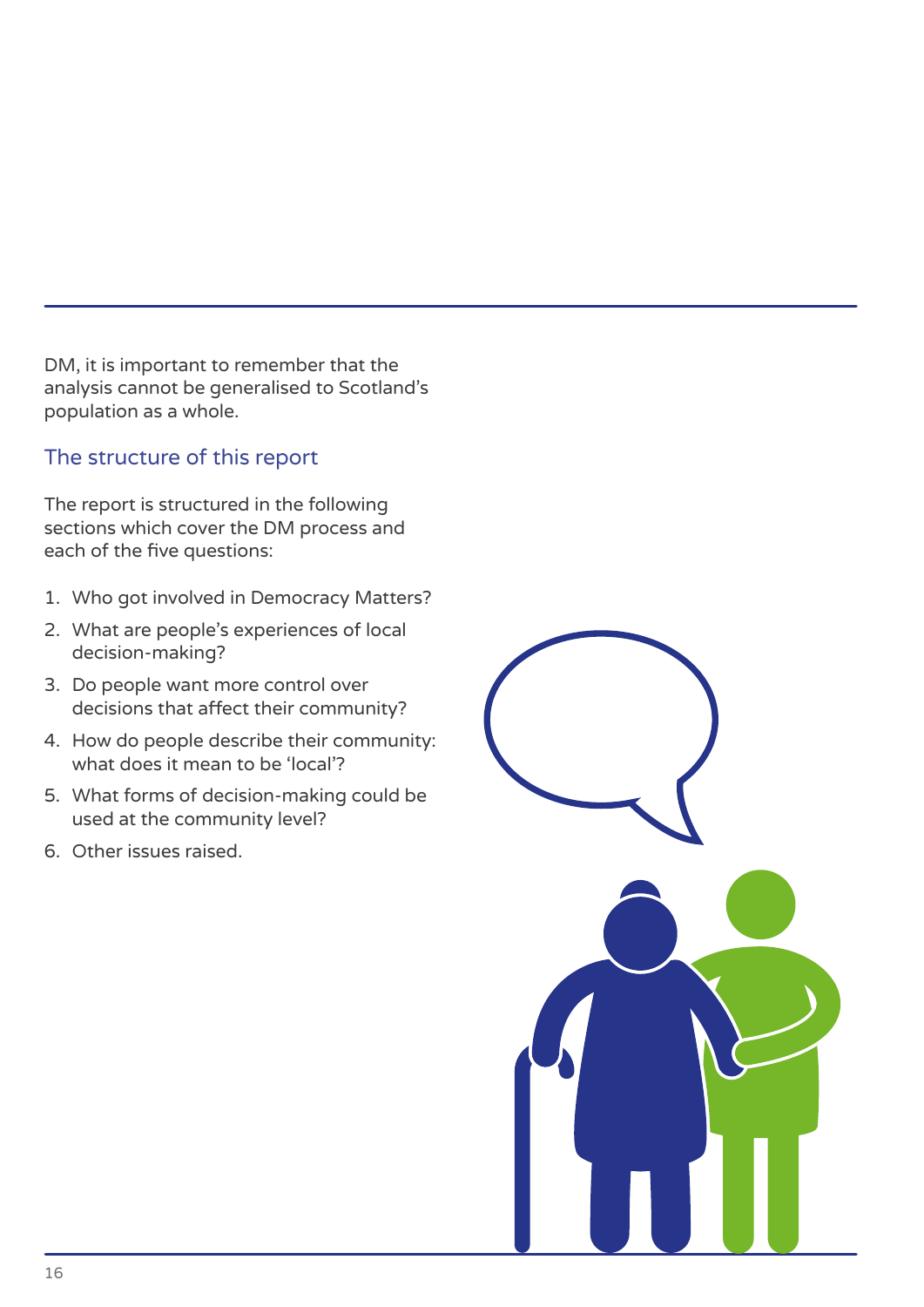DM, it is important to remember that the analysis cannot be generalised to Scotland's population as a whole.

## The structure of this report

The report is structured in the following sections which cover the DM process and each of the five questions:

1. Who got involved in Democracy Matters?
2. What are people's experiences of local decision-making?
3. Do people want more control over decisions that affect their community?
4. How do people describe their community: what does it mean to be 'local'?
5. What forms of decision-making could be used at the community level?
6. Other issues raised.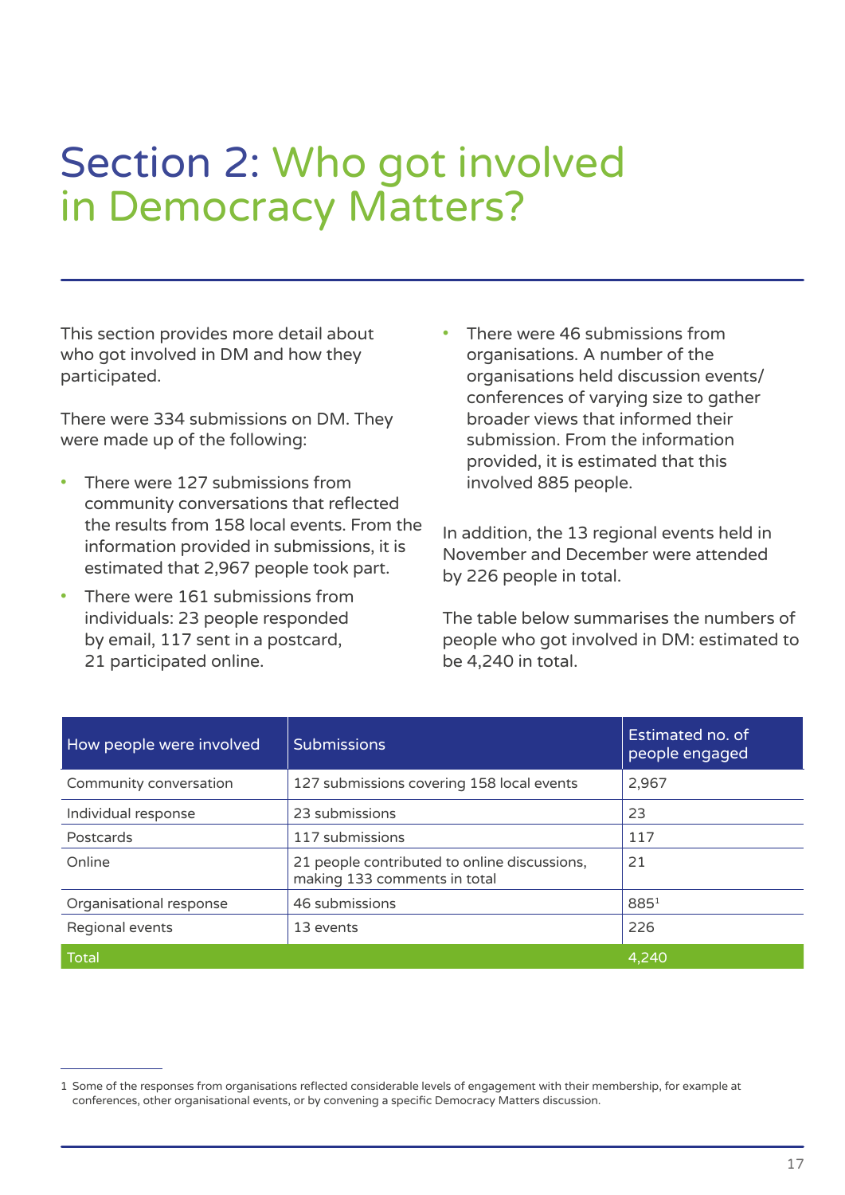# Section 2: Who got involved in Democracy Matters?

This section provides more detail about who got involved in DM and how they participated.

There were 334 submissions on DM. They were made up of the following:

- There were 127 submissions from community conversations that reflected the results from 158 local events. From the information provided in submissions, it is estimated that 2,967 people took part.
- There were 161 submissions from individuals: 23 people responded by email, 117 sent in a postcard, 21 participated online.
- There were 46 submissions from organisations. A number of the organisations held discussion events/ conferences of varying size to gather broader views that informed their submission. From the information provided, it is estimated that this involved 885 people.

In addition, the 13 regional events held in November and December were attended by 226 people in total.

The table below summarises the numbers of people who got involved in DM: estimated to be 4,240 in total.

| How people were involved | Submissions | Estimated no. of people engaged |
|---|---|---|
| Community conversation | 127 submissions covering 158 local events | 2,967 |
| Individual response | 23 submissions | 23 |
| Postcards | 117 submissions | 117 |
| Online | 21 people contributed to online discussions, making 133 comments in total | 21 |
| Organisational response | 46 submissions | 885[1] |
| Regional events | 13 events | 226 |
| Total | | 4,240 |

1 Some of the responses from organisations reflected considerable levels of engagement with their membership, for example at conferences, other organisational events, or by convening a specific Democracy Matters discussion.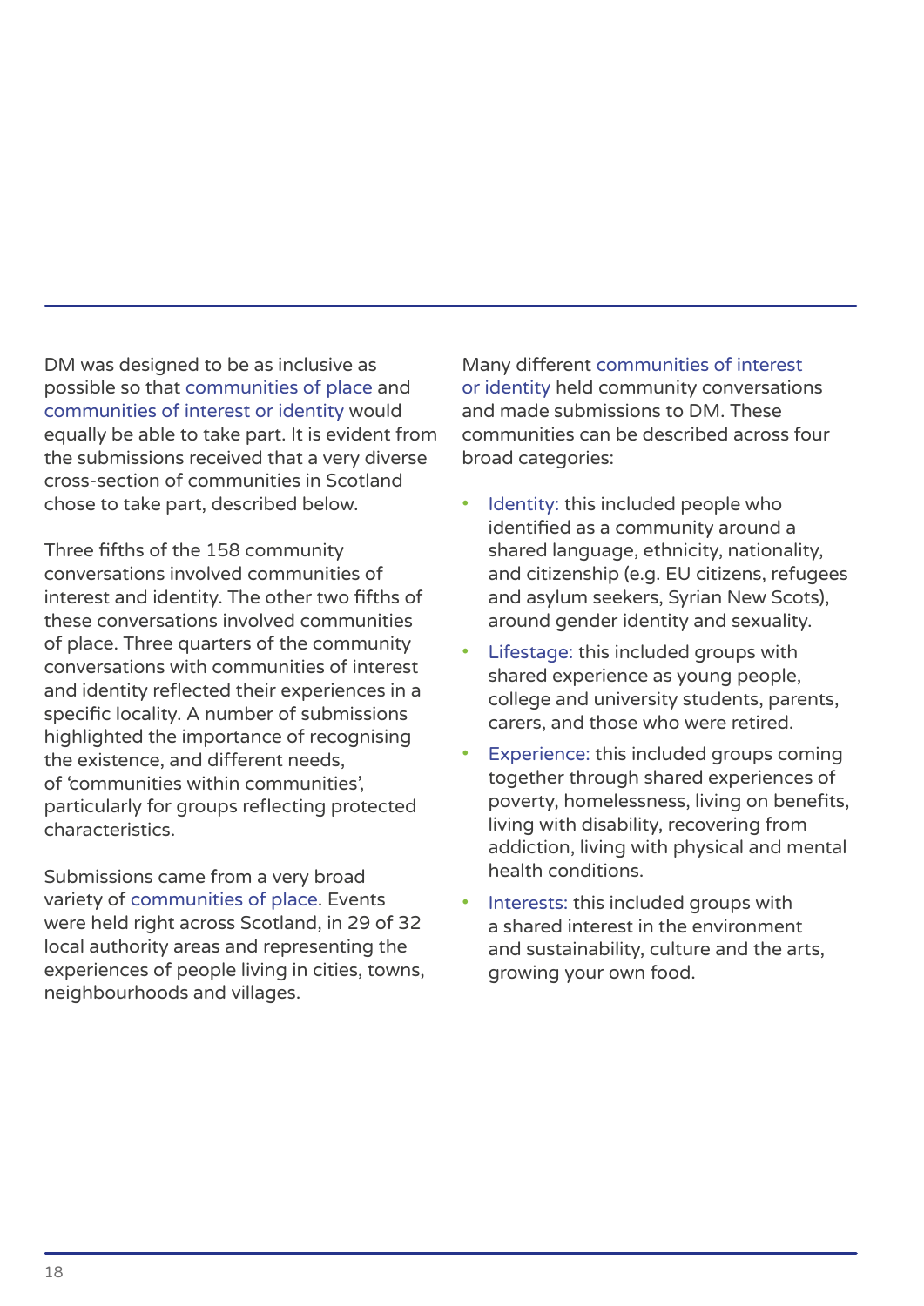DM was designed to be as inclusive as possible so that communities of place and communities of interest or identity would equally be able to take part. It is evident from the submissions received that a very diverse cross-section of communities in Scotland chose to take part, described below.

Three fifths of the 158 community conversations involved communities of interest and identity. The other two fifths of these conversations involved communities of place. Three quarters of the community conversations with communities of interest and identity reflected their experiences in a specific locality. A number of submissions highlighted the importance of recognising the existence, and different needs, of 'communities within communities', particularly for groups reflecting protected characteristics.

Submissions came from a very broad variety of communities of place. Events were held right across Scotland, in 29 of 32 local authority areas and representing the experiences of people living in cities, towns, neighbourhoods and villages.

Many different communities of interest or identity held community conversations and made submissions to DM. These communities can be described across four broad categories:

- Identity: this included people who identified as a community around a shared language, ethnicity, nationality, and citizenship (e.g. EU citizens, refugees and asylum seekers, Syrian New Scots), around gender identity and sexuality.
- Lifestage: this included groups with shared experience as young people, college and university students, parents, carers, and those who were retired.
- Experience: this included groups coming together through shared experiences of poverty, homelessness, living on benefits, living with disability, recovering from addiction, living with physical and mental health conditions.
- Interests: this included groups with a shared interest in the environment and sustainability, culture and the arts, growing your own food.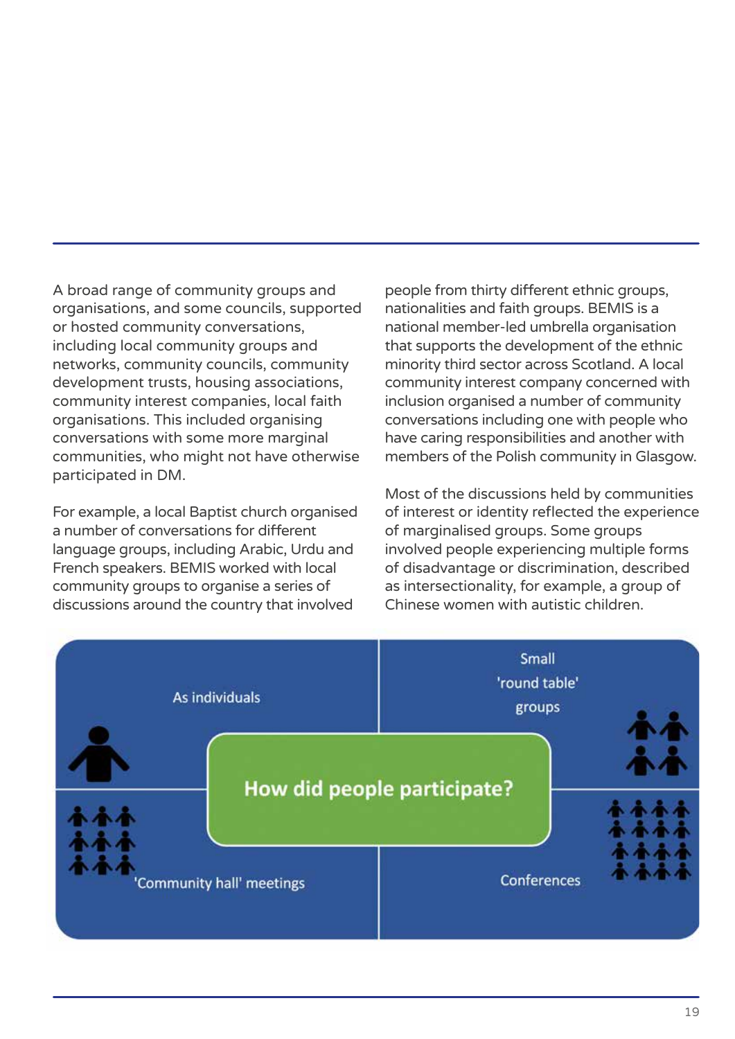A broad range of community groups and organisations, and some councils, supported or hosted community conversations, including local community groups and networks, community councils, community development trusts, housing associations, community interest companies, local faith organisations. This included organising conversations with some more marginal communities, who might not have otherwise participated in DM.

For example, a local Baptist church organised a number of conversations for different language groups, including Arabic, Urdu and French speakers. BEMIS worked with local community groups to organise a series of discussions around the country that involved people from thirty different ethnic groups, nationalities and faith groups. BEMIS is a national member-led umbrella organisation that supports the development of the ethnic minority third sector across Scotland. A local community interest company concerned with inclusion organised a number of community conversations including one with people who have caring responsibilities and another with members of the Polish community in Glasgow.

Most of the discussions held by communities of interest or identity reflected the experience of marginalised groups. Some groups involved people experiencing multiple forms of disadvantage or discrimination, described as intersectionality, for example, a group of Chinese women with autistic children.

**How did people participate?**

- As individuals
- Small 'round table' groups
- 'Community hall' meetings
- Conferences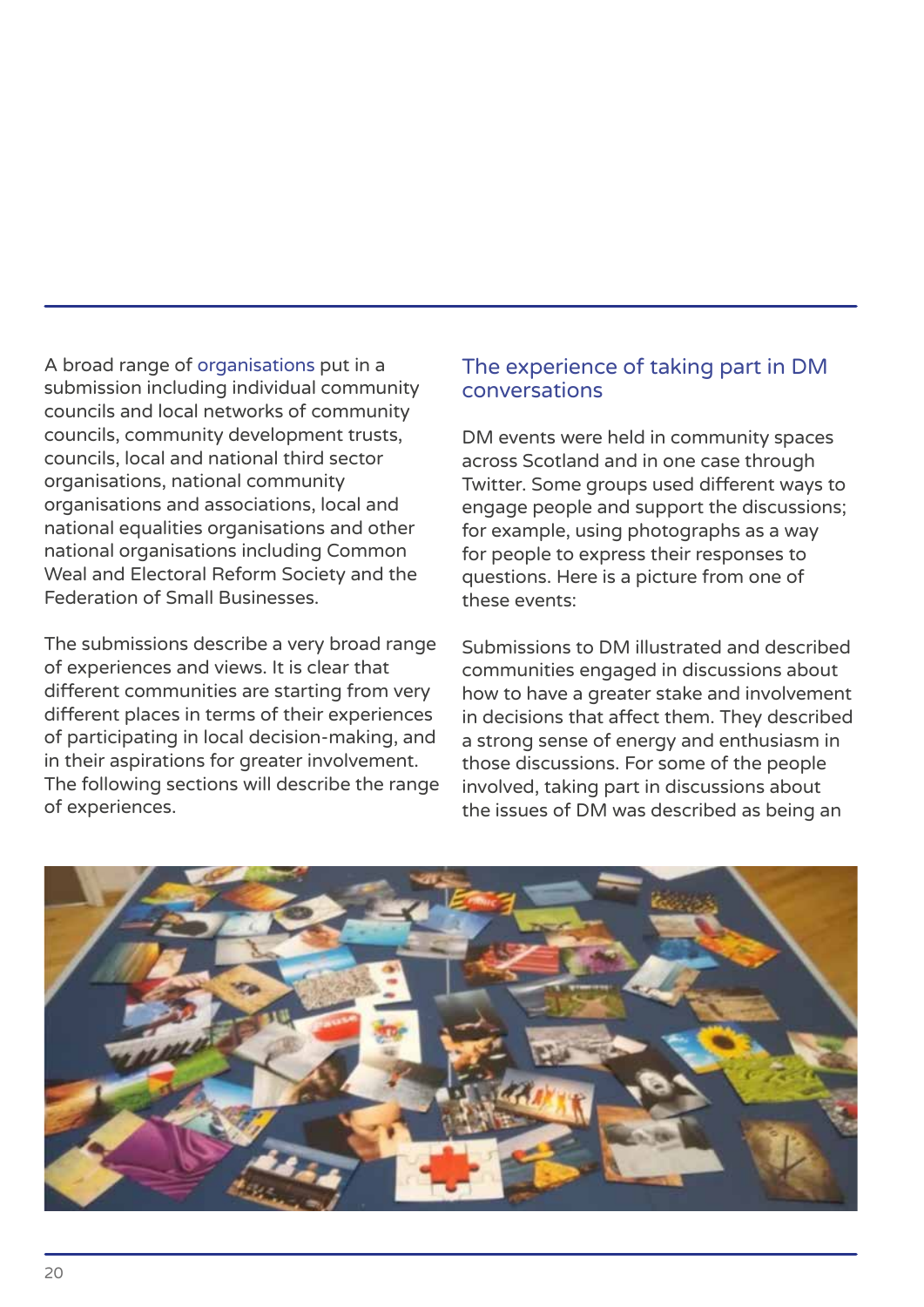A broad range of organisations put in a submission including individual community councils and local networks of community councils, community development trusts, councils, local and national third sector organisations, national community organisations and associations, local and national equalities organisations and other national organisations including Common Weal and Electoral Reform Society and the Federation of Small Businesses.

The submissions describe a very broad range of experiences and views. It is clear that different communities are starting from very different places in terms of their experiences of participating in local decision-making, and in their aspirations for greater involvement. The following sections will describe the range of experiences.

## The experience of taking part in DM conversations

DM events were held in community spaces across Scotland and in one case through Twitter. Some groups used different ways to engage people and support the discussions; for example, using photographs as a way for people to express their responses to questions. Here is a picture from one of these events:

Submissions to DM illustrated and described communities engaged in discussions about how to have a greater stake and involvement in decisions that affect them. They described a strong sense of energy and enthusiasm in those discussions. For some of the people involved, taking part in discussions about the issues of DM was described as being an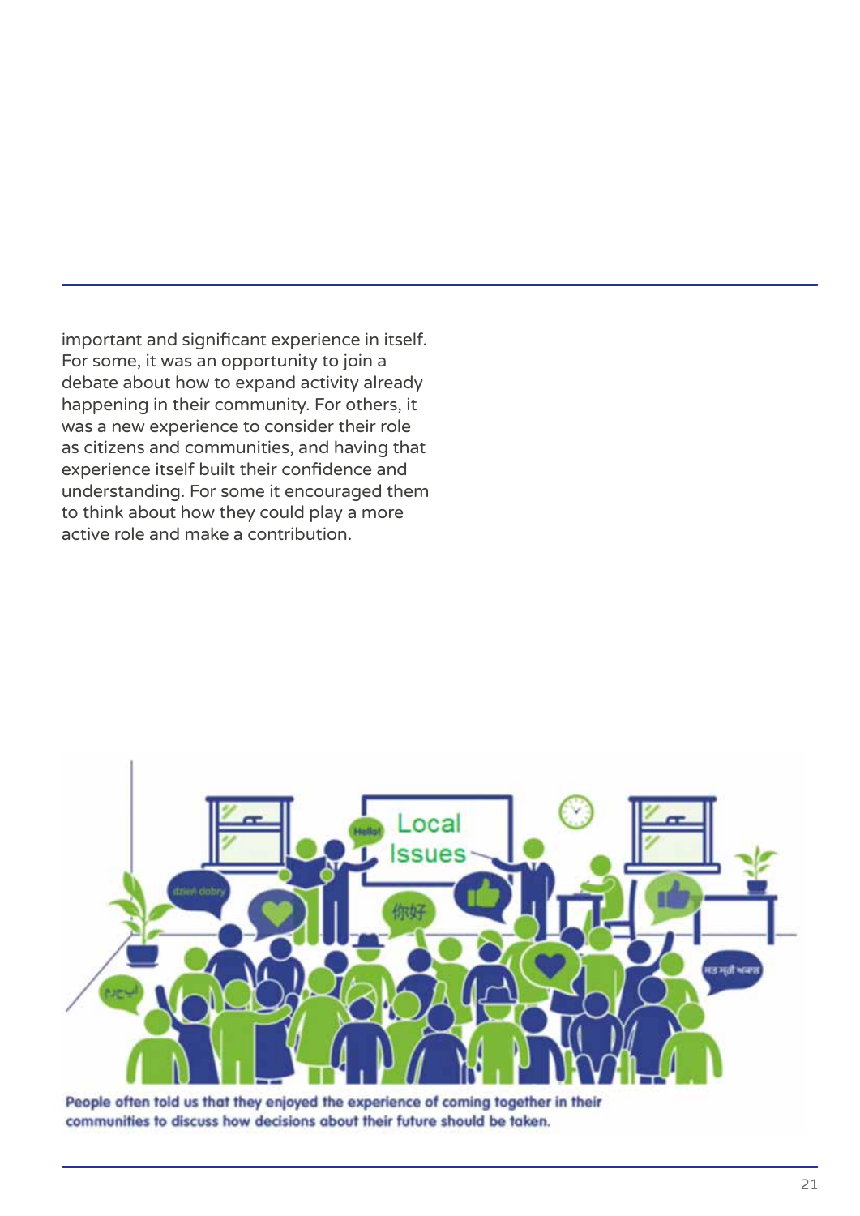important and significant experience in itself. For some, it was an opportunity to join a debate about how to expand activity already happening in their community. For others, it was a new experience to consider their role as citizens and communities, and having that experience itself built their confidence and understanding. For some it encouraged them to think about how they could play a more active role and make a contribution.

**People often told us that they enjoyed the experience of coming together in their communities to discuss how decisions about their future should be taken.**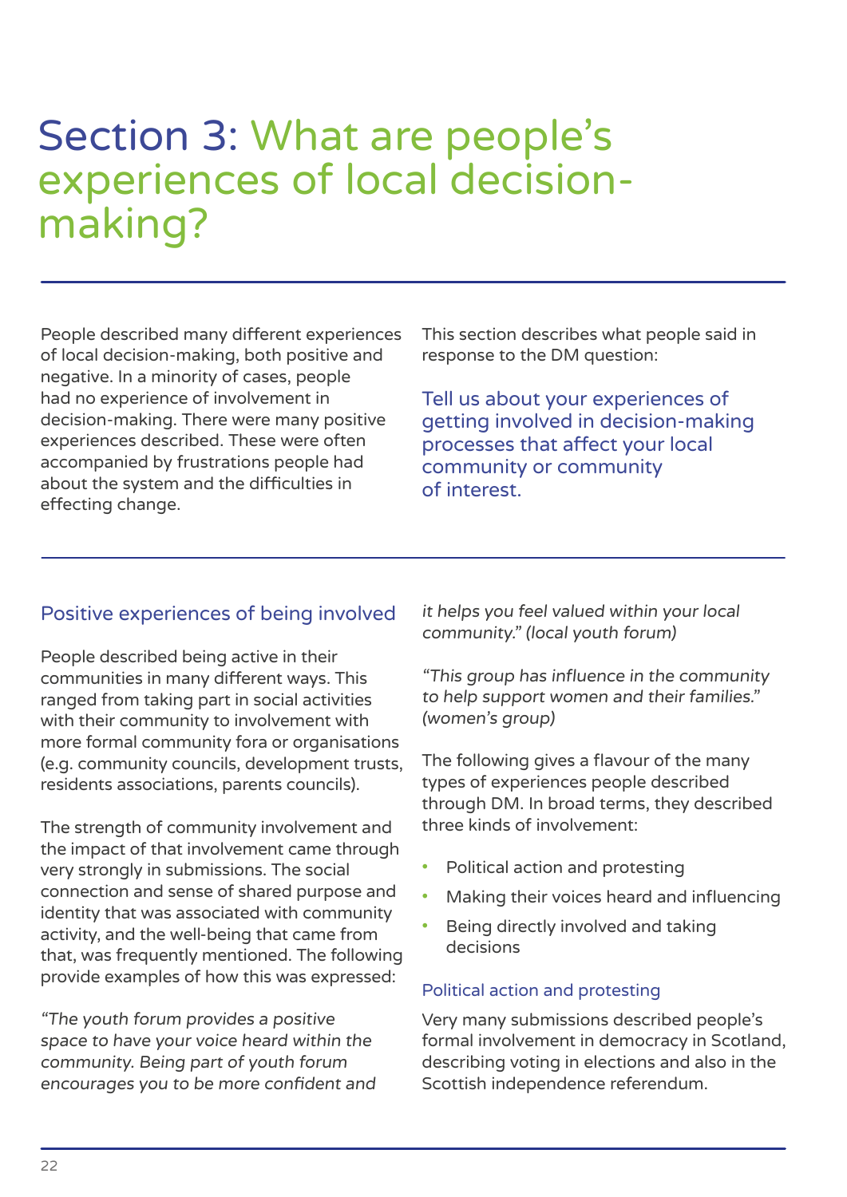# Section 3: What are people's experiences of local decision-making?

People described many different experiences of local decision-making, both positive and negative. In a minority of cases, people had no experience of involvement in decision-making. There were many positive experiences described. These were often accompanied by frustrations people had about the system and the difficulties in effecting change.

This section describes what people said in response to the DM question:

Tell us about your experiences of getting involved in decision-making processes that affect your local community or community of interest.

## Positive experiences of being involved

People described being active in their communities in many different ways. This ranged from taking part in social activities with their community to involvement with more formal community fora or organisations (e.g. community councils, development trusts, residents associations, parents councils).

The strength of community involvement and the impact of that involvement came through very strongly in submissions. The social connection and sense of shared purpose and identity that was associated with community activity, and the well-being that came from that, was frequently mentioned. The following provide examples of how this was expressed:

*"The youth forum provides a positive space to have your voice heard within the community. Being part of youth forum encourages you to be more confident and it helps you feel valued within your local community." (local youth forum)*

*"This group has influence in the community to help support women and their families." (women's group)*

The following gives a flavour of the many types of experiences people described through DM. In broad terms, they described three kinds of involvement:

- Political action and protesting
- Making their voices heard and influencing
- Being directly involved and taking decisions

### Political action and protesting

Very many submissions described people's formal involvement in democracy in Scotland, describing voting in elections and also in the Scottish independence referendum.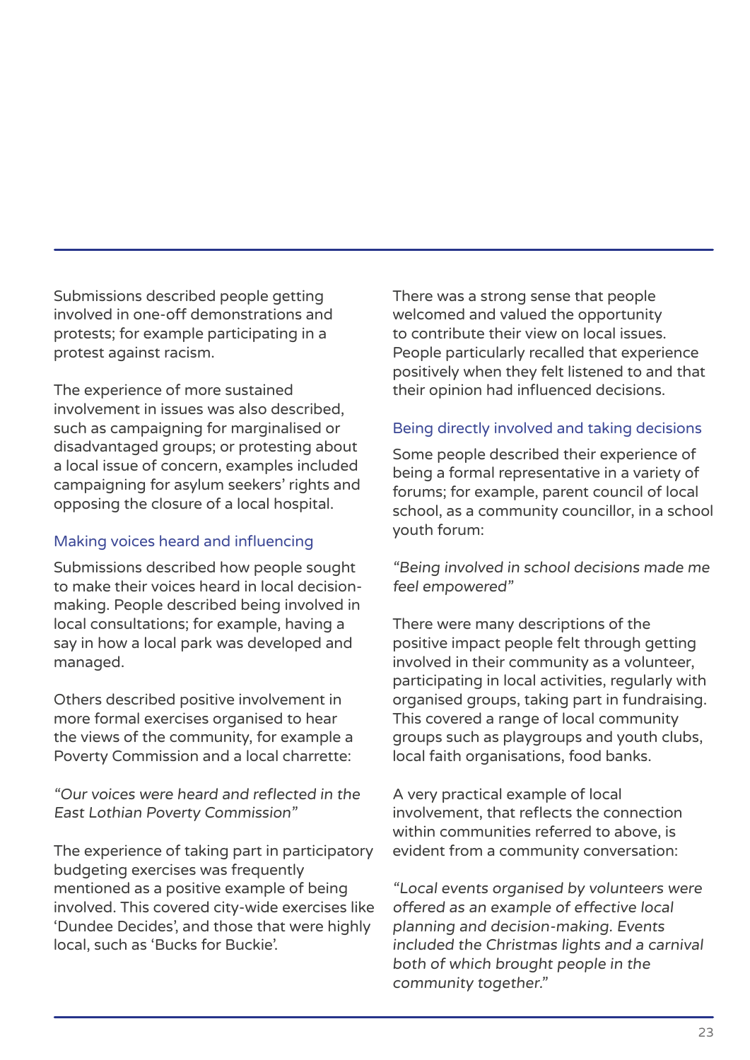Submissions described people getting involved in one-off demonstrations and protests; for example participating in a protest against racism.

The experience of more sustained involvement in issues was also described, such as campaigning for marginalised or disadvantaged groups; or protesting about a local issue of concern, examples included campaigning for asylum seekers' rights and opposing the closure of a local hospital.

### Making voices heard and influencing

Submissions described how people sought to make their voices heard in local decision-making. People described being involved in local consultations; for example, having a say in how a local park was developed and managed.

Others described positive involvement in more formal exercises organised to hear the views of the community, for example a Poverty Commission and a local charrette:

*"Our voices were heard and reflected in the East Lothian Poverty Commission"*

The experience of taking part in participatory budgeting exercises was frequently mentioned as a positive example of being involved. This covered city-wide exercises like 'Dundee Decides', and those that were highly local, such as 'Bucks for Buckie'.

There was a strong sense that people welcomed and valued the opportunity to contribute their view on local issues. People particularly recalled that experience positively when they felt listened to and that their opinion had influenced decisions.

### Being directly involved and taking decisions

Some people described their experience of being a formal representative in a variety of forums; for example, parent council of local school, as a community councillor, in a school youth forum:

*"Being involved in school decisions made me feel empowered"*

There were many descriptions of the positive impact people felt through getting involved in their community as a volunteer, participating in local activities, regularly with organised groups, taking part in fundraising. This covered a range of local community groups such as playgroups and youth clubs, local faith organisations, food banks.

A very practical example of local involvement, that reflects the connection within communities referred to above, is evident from a community conversation:

*"Local events organised by volunteers were offered as an example of effective local planning and decision-making. Events included the Christmas lights and a carnival both of which brought people in the community together."*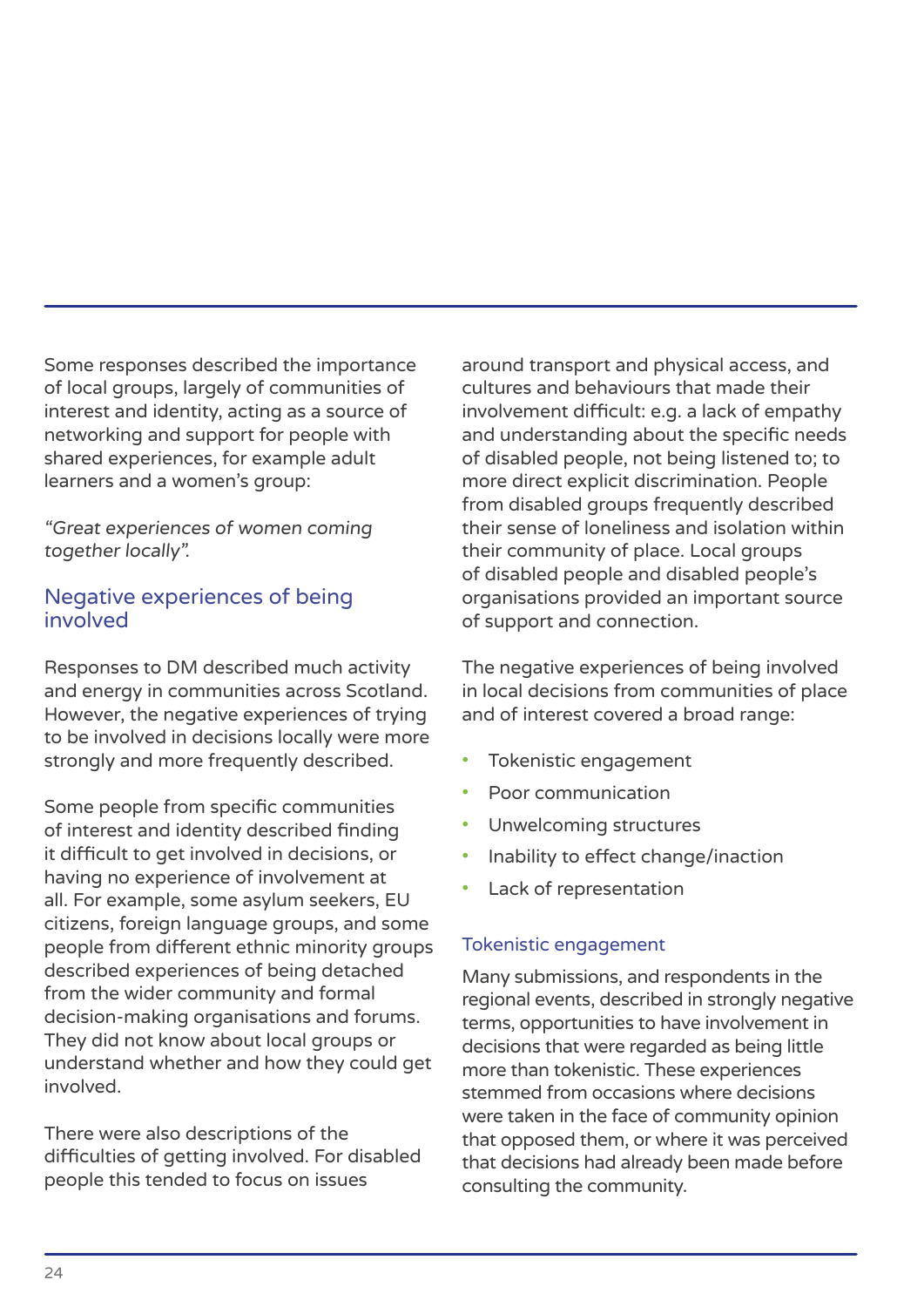Some responses described the importance of local groups, largely of communities of interest and identity, acting as a source of networking and support for people with shared experiences, for example adult learners and a women's group:

*"Great experiences of women coming together locally".*

## Negative experiences of being involved

Responses to DM described much activity and energy in communities across Scotland. However, the negative experiences of trying to be involved in decisions locally were more strongly and more frequently described.

Some people from specific communities of interest and identity described finding it difficult to get involved in decisions, or having no experience of involvement at all. For example, some asylum seekers, EU citizens, foreign language groups, and some people from different ethnic minority groups described experiences of being detached from the wider community and formal decision-making organisations and forums. They did not know about local groups or understand whether and how they could get involved.

There were also descriptions of the difficulties of getting involved. For disabled people this tended to focus on issues around transport and physical access, and cultures and behaviours that made their involvement difficult: e.g. a lack of empathy and understanding about the specific needs of disabled people, not being listened to; to more direct explicit discrimination. People from disabled groups frequently described their sense of loneliness and isolation within their community of place. Local groups of disabled people and disabled people's organisations provided an important source of support and connection.

The negative experiences of being involved in local decisions from communities of place and of interest covered a broad range:

- Tokenistic engagement
- Poor communication
- Unwelcoming structures
- Inability to effect change/inaction
- Lack of representation

### Tokenistic engagement

Many submissions, and respondents in the regional events, described in strongly negative terms, opportunities to have involvement in decisions that were regarded as being little more than tokenistic. These experiences stemmed from occasions where decisions were taken in the face of community opinion that opposed them, or where it was perceived that decisions had already been made before consulting the community.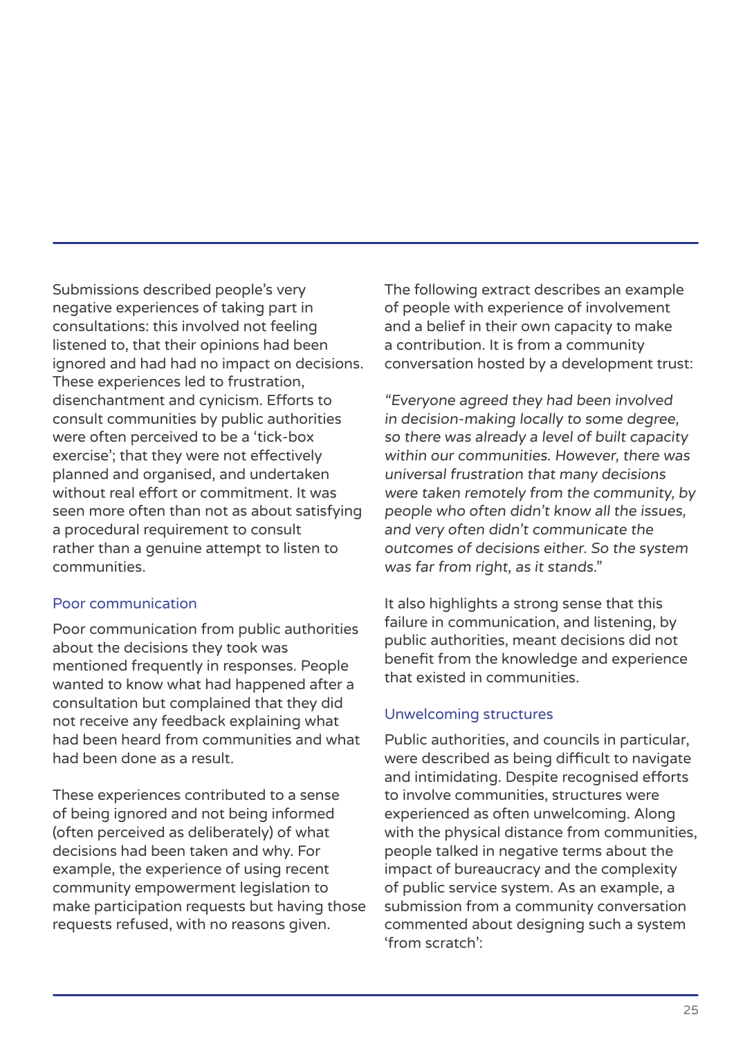Submissions described people's very negative experiences of taking part in consultations: this involved not feeling listened to, that their opinions had been ignored and had had no impact on decisions. These experiences led to frustration, disenchantment and cynicism. Efforts to consult communities by public authorities were often perceived to be a 'tick-box exercise'; that they were not effectively planned and organised, and undertaken without real effort or commitment. It was seen more often than not as about satisfying a procedural requirement to consult rather than a genuine attempt to listen to communities.

### Poor communication

Poor communication from public authorities about the decisions they took was mentioned frequently in responses. People wanted to know what had happened after a consultation but complained that they did not receive any feedback explaining what had been heard from communities and what had been done as a result.

These experiences contributed to a sense of being ignored and not being informed (often perceived as deliberately) of what decisions had been taken and why. For example, the experience of using recent community empowerment legislation to make participation requests but having those requests refused, with no reasons given.

The following extract describes an example of people with experience of involvement and a belief in their own capacity to make a contribution. It is from a community conversation hosted by a development trust:

*"Everyone agreed they had been involved in decision-making locally to some degree, so there was already a level of built capacity within our communities. However, there was universal frustration that many decisions were taken remotely from the community, by people who often didn't know all the issues, and very often didn't communicate the outcomes of decisions either. So the system was far from right, as it stands."*

It also highlights a strong sense that this failure in communication, and listening, by public authorities, meant decisions did not benefit from the knowledge and experience that existed in communities.

### Unwelcoming structures

Public authorities, and councils in particular, were described as being difficult to navigate and intimidating. Despite recognised efforts to involve communities, structures were experienced as often unwelcoming. Along with the physical distance from communities, people talked in negative terms about the impact of bureaucracy and the complexity of public service system. As an example, a submission from a community conversation commented about designing such a system 'from scratch':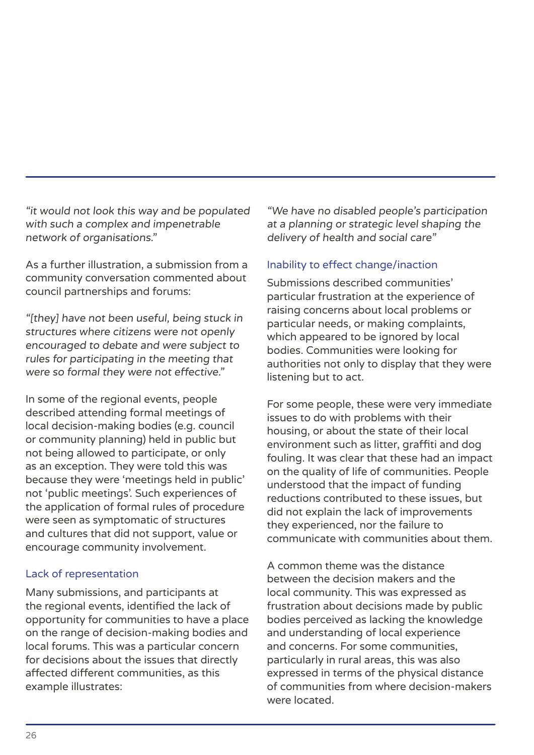*"it would not look this way and be populated with such a complex and impenetrable network of organisations."*

As a further illustration, a submission from a community conversation commented about council partnerships and forums:

*"[they] have not been useful, being stuck in structures where citizens were not openly encouraged to debate and were subject to rules for participating in the meeting that were so formal they were not effective."*

In some of the regional events, people described attending formal meetings of local decision-making bodies (e.g. council or community planning) held in public but not being allowed to participate, or only as an exception. They were told this was because they were 'meetings held in public' not 'public meetings'. Such experiences of the application of formal rules of procedure were seen as symptomatic of structures and cultures that did not support, value or encourage community involvement.

### Lack of representation

Many submissions, and participants at the regional events, identified the lack of opportunity for communities to have a place on the range of decision-making bodies and local forums. This was a particular concern for decisions about the issues that directly affected different communities, as this example illustrates:

*"We have no disabled people's participation at a planning or strategic level shaping the delivery of health and social care"*

### Inability to effect change/inaction

Submissions described communities' particular frustration at the experience of raising concerns about local problems or particular needs, or making complaints, which appeared to be ignored by local bodies. Communities were looking for authorities not only to display that they were listening but to act.

For some people, these were very immediate issues to do with problems with their housing, or about the state of their local environment such as litter, graffiti and dog fouling. It was clear that these had an impact on the quality of life of communities. People understood that the impact of funding reductions contributed to these issues, but did not explain the lack of improvements they experienced, nor the failure to communicate with communities about them.

A common theme was the distance between the decision makers and the local community. This was expressed as frustration about decisions made by public bodies perceived as lacking the knowledge and understanding of local experience and concerns. For some communities, particularly in rural areas, this was also expressed in terms of the physical distance of communities from where decision-makers were located.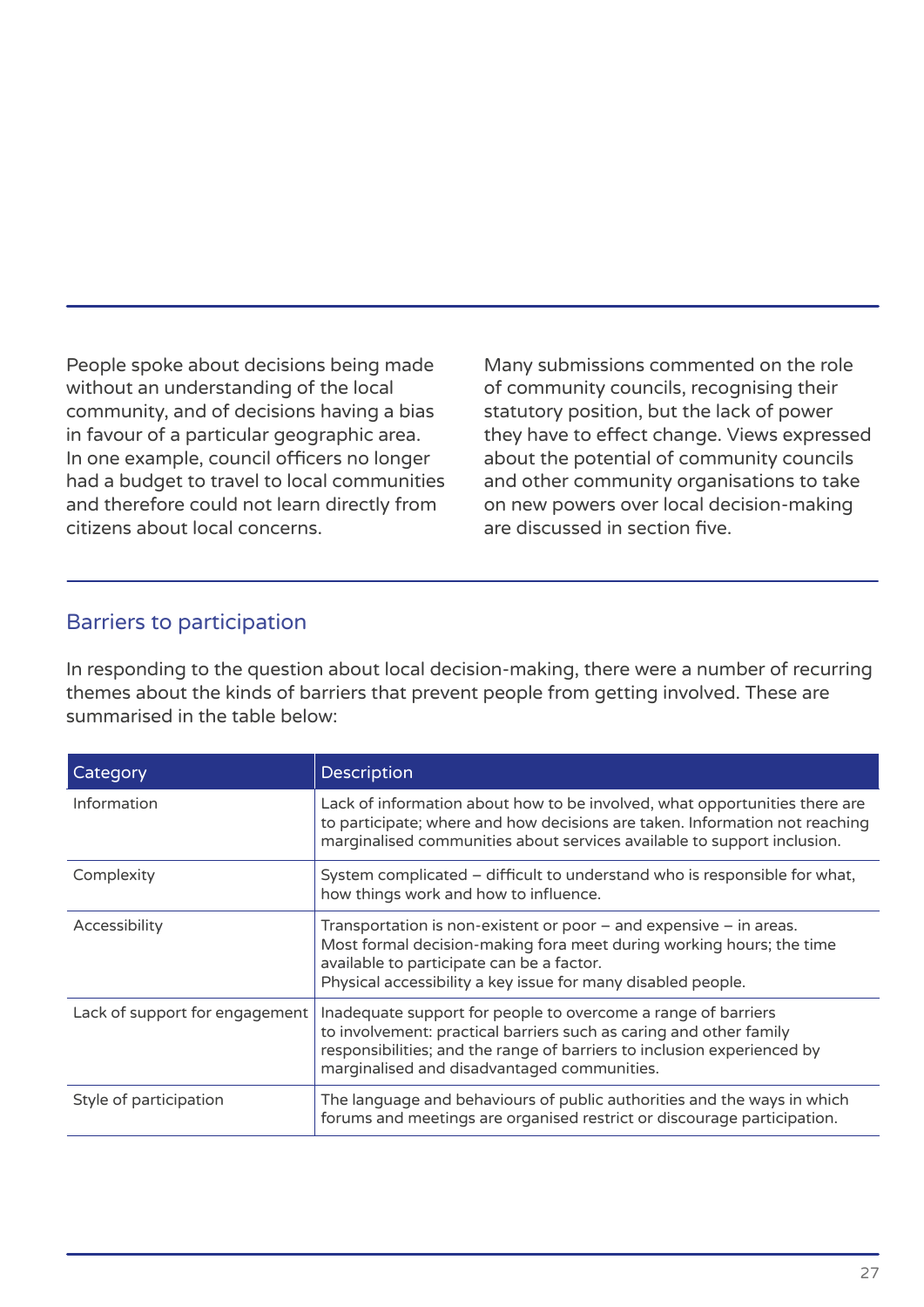People spoke about decisions being made without an understanding of the local community, and of decisions having a bias in favour of a particular geographic area. In one example, council officers no longer had a budget to travel to local communities and therefore could not learn directly from citizens about local concerns.

Many submissions commented on the role of community councils, recognising their statutory position, but the lack of power they have to effect change. Views expressed about the potential of community councils and other community organisations to take on new powers over local decision-making are discussed in section five.

## Barriers to participation

In responding to the question about local decision-making, there were a number of recurring themes about the kinds of barriers that prevent people from getting involved. These are summarised in the table below:

| Category | Description |
| --- | --- |
| Information | Lack of information about how to be involved, what opportunities there are to participate; where and how decisions are taken. Information not reaching marginalised communities about services available to support inclusion. |
| Complexity | System complicated – difficult to understand who is responsible for what, how things work and how to influence. |
| Accessibility | Transportation is non-existent or poor – and expensive – in areas. Most formal decision-making fora meet during working hours; the time available to participate can be a factor. Physical accessibility a key issue for many disabled people. |
| Lack of support for engagement | Inadequate support for people to overcome a range of barriers to involvement: practical barriers such as caring and other family responsibilities; and the range of barriers to inclusion experienced by marginalised and disadvantaged communities. |
| Style of participation | The language and behaviours of public authorities and the ways in which forums and meetings are organised restrict or discourage participation. |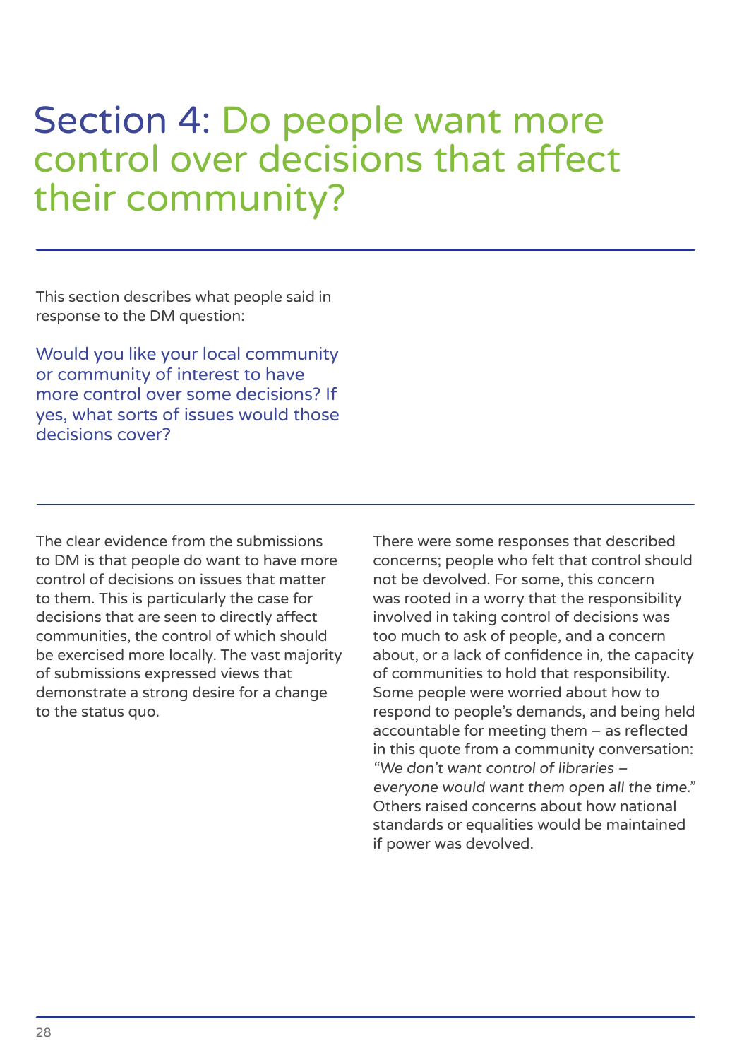# Section 4: Do people want more control over decisions that affect their community?

This section describes what people said in response to the DM question:

Would you like your local community or community of interest to have more control over some decisions? If yes, what sorts of issues would those decisions cover?

The clear evidence from the submissions to DM is that people do want to have more control of decisions on issues that matter to them. This is particularly the case for decisions that are seen to directly affect communities, the control of which should be exercised more locally. The vast majority of submissions expressed views that demonstrate a strong desire for a change to the status quo.

There were some responses that described concerns; people who felt that control should not be devolved. For some, this concern was rooted in a worry that the responsibility involved in taking control of decisions was too much to ask of people, and a concern about, or a lack of confidence in, the capacity of communities to hold that responsibility. Some people were worried about how to respond to people's demands, and being held accountable for meeting them – as reflected in this quote from a community conversation: *"We don't want control of libraries – everyone would want them open all the time."* Others raised concerns about how national standards or equalities would be maintained if power was devolved.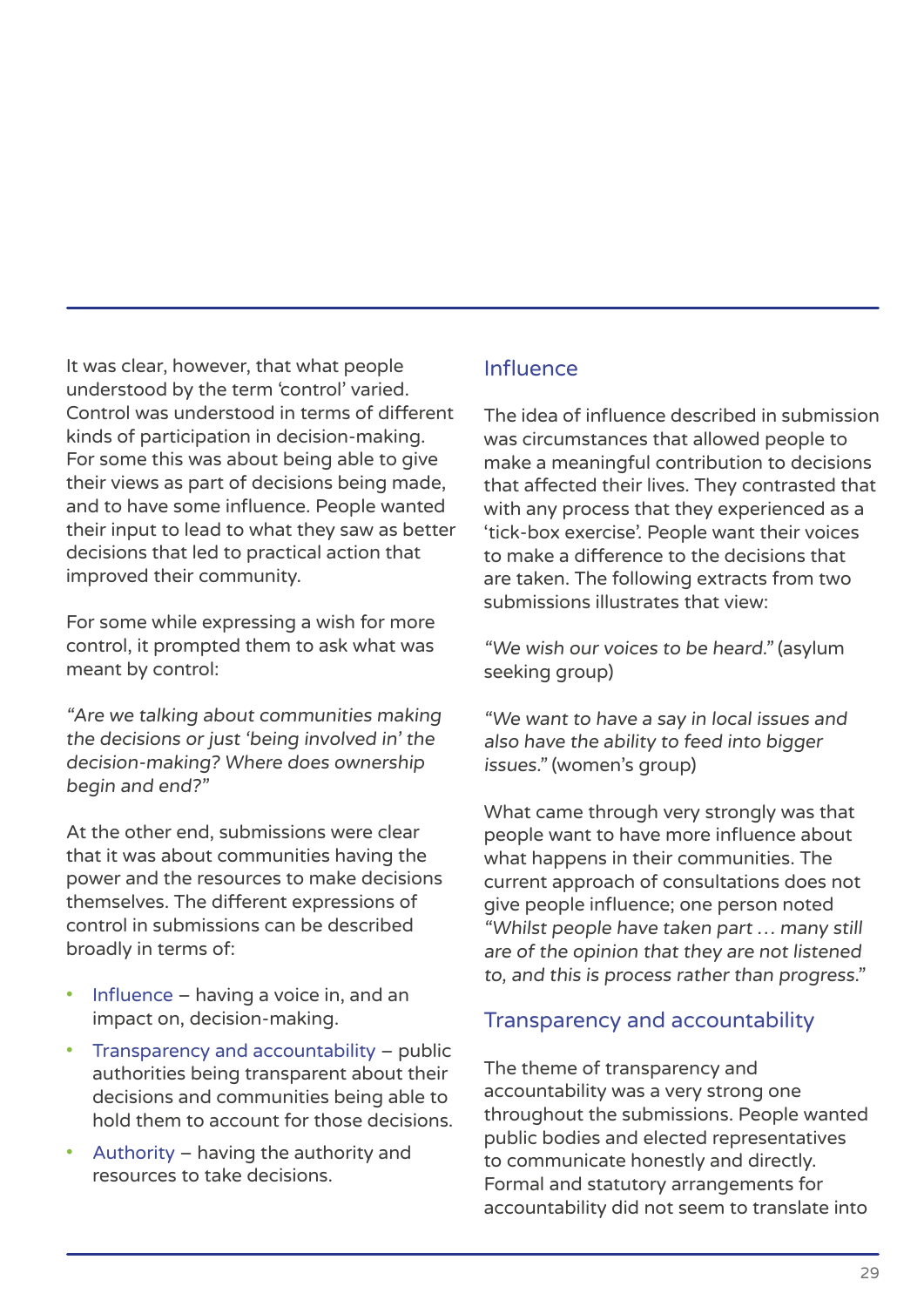It was clear, however, that what people understood by the term 'control' varied. Control was understood in terms of different kinds of participation in decision-making. For some this was about being able to give their views as part of decisions being made, and to have some influence. People wanted their input to lead to what they saw as better decisions that led to practical action that improved their community.

For some while expressing a wish for more control, it prompted them to ask what was meant by control:

*"Are we talking about communities making the decisions or just 'being involved in' the decision-making? Where does ownership begin and end?"*

At the other end, submissions were clear that it was about communities having the power and the resources to make decisions themselves. The different expressions of control in submissions can be described broadly in terms of:

- Influence – having a voice in, and an impact on, decision-making.
- Transparency and accountability – public authorities being transparent about their decisions and communities being able to hold them to account for those decisions.
- Authority – having the authority and resources to take decisions.

## Influence

The idea of influence described in submission was circumstances that allowed people to make a meaningful contribution to decisions that affected their lives. They contrasted that with any process that they experienced as a 'tick-box exercise'. People want their voices to make a difference to the decisions that are taken. The following extracts from two submissions illustrates that view:

*"We wish our voices to be heard."* (asylum seeking group)

*"We want to have a say in local issues and also have the ability to feed into bigger issues."* (women's group)

What came through very strongly was that people want to have more influence about what happens in their communities. The current approach of consultations does not give people influence; one person noted *"Whilst people have taken part … many still are of the opinion that they are not listened to, and this is process rather than progress."*

## Transparency and accountability

The theme of transparency and accountability was a very strong one throughout the submissions. People wanted public bodies and elected representatives to communicate honestly and directly. Formal and statutory arrangements for accountability did not seem to translate into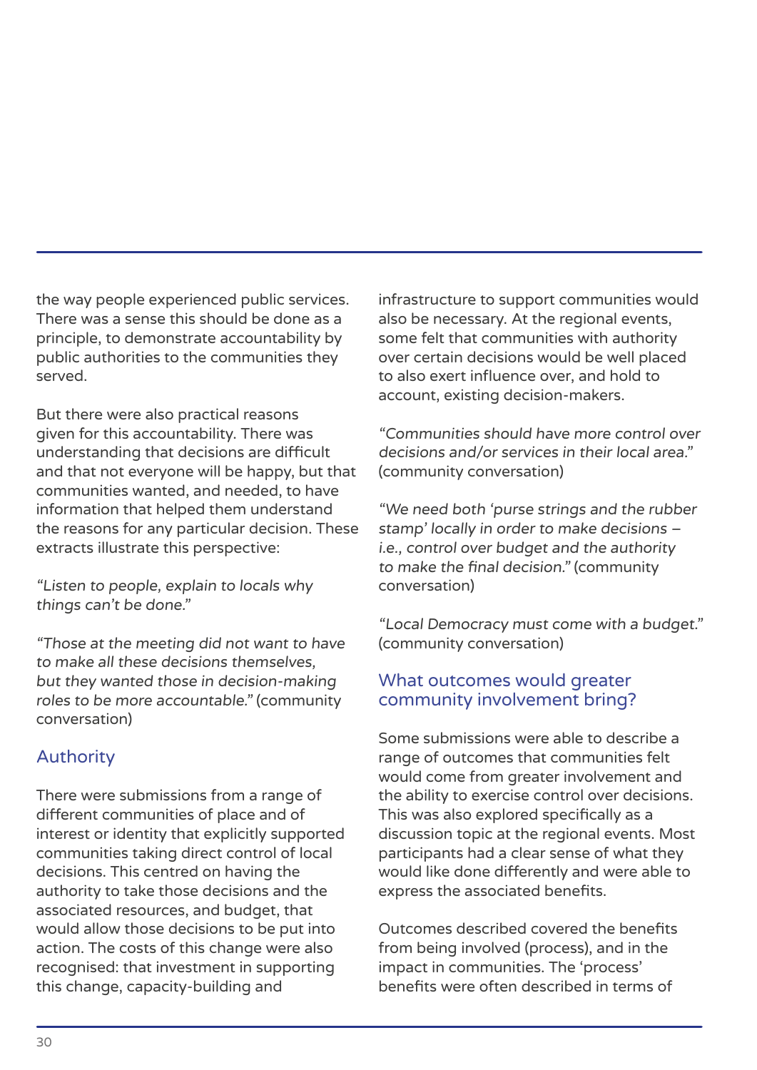the way people experienced public services. There was a sense this should be done as a principle, to demonstrate accountability by public authorities to the communities they served.

But there were also practical reasons given for this accountability. There was understanding that decisions are difficult and that not everyone will be happy, but that communities wanted, and needed, to have information that helped them understand the reasons for any particular decision. These extracts illustrate this perspective:

*"Listen to people, explain to locals why things can't be done."*

*"Those at the meeting did not want to have to make all these decisions themselves, but they wanted those in decision-making roles to be more accountable."* (community conversation)

## Authority

There were submissions from a range of different communities of place and of interest or identity that explicitly supported communities taking direct control of local decisions. This centred on having the authority to take those decisions and the associated resources, and budget, that would allow those decisions to be put into action. The costs of this change were also recognised: that investment in supporting this change, capacity-building and infrastructure to support communities would also be necessary. At the regional events, some felt that communities with authority over certain decisions would be well placed to also exert influence over, and hold to account, existing decision-makers.

*"Communities should have more control over decisions and/or services in their local area."* (community conversation)

*"We need both 'purse strings and the rubber stamp' locally in order to make decisions – i.e., control over budget and the authority to make the final decision."* (community conversation)

*"Local Democracy must come with a budget."* (community conversation)

## What outcomes would greater community involvement bring?

Some submissions were able to describe a range of outcomes that communities felt would come from greater involvement and the ability to exercise control over decisions. This was also explored specifically as a discussion topic at the regional events. Most participants had a clear sense of what they would like done differently and were able to express the associated benefits.

Outcomes described covered the benefits from being involved (process), and in the impact in communities. The 'process' benefits were often described in terms of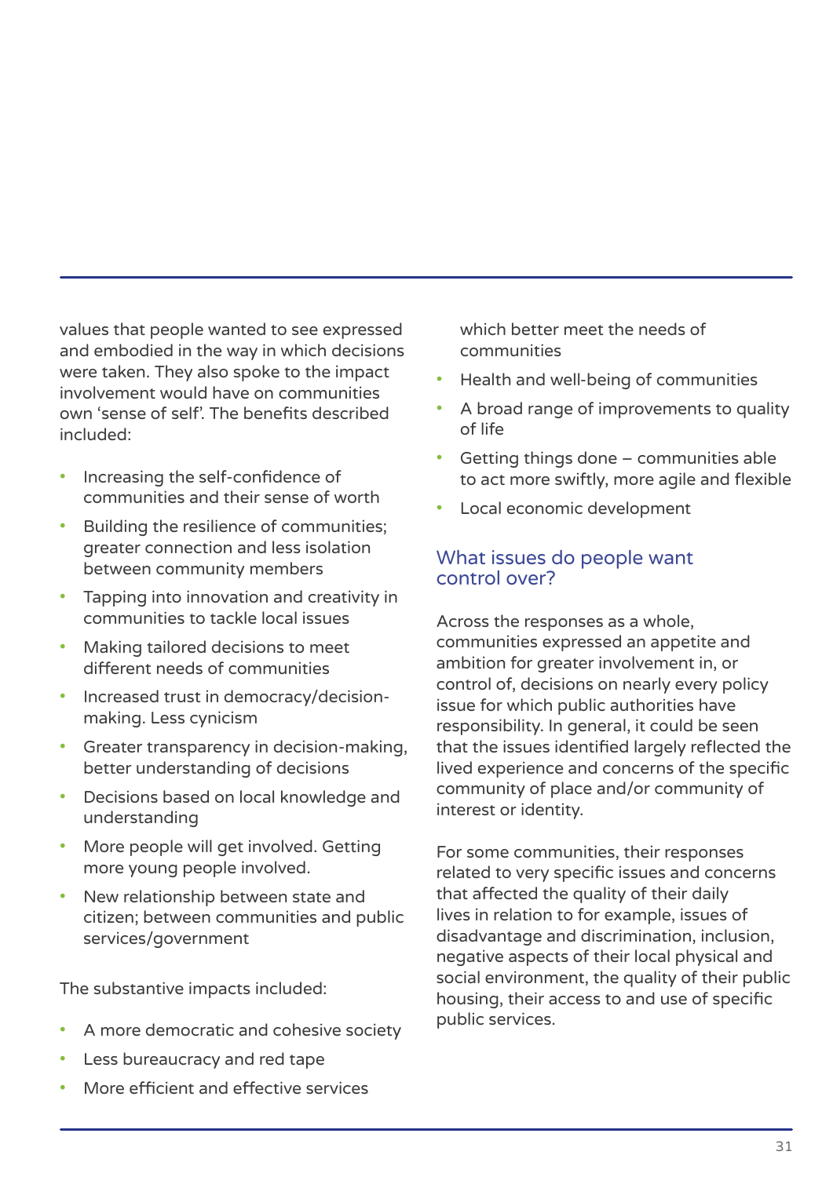values that people wanted to see expressed and embodied in the way in which decisions were taken. They also spoke to the impact involvement would have on communities own 'sense of self'. The benefits described included:

- Increasing the self-confidence of communities and their sense of worth
- Building the resilience of communities; greater connection and less isolation between community members
- Tapping into innovation and creativity in communities to tackle local issues
- Making tailored decisions to meet different needs of communities
- Increased trust in democracy/decision-making. Less cynicism
- Greater transparency in decision-making, better understanding of decisions
- Decisions based on local knowledge and understanding
- More people will get involved. Getting more young people involved.
- New relationship between state and citizen; between communities and public services/government

The substantive impacts included:

- A more democratic and cohesive society
- Less bureaucracy and red tape
- More efficient and effective services which better meet the needs of communities
- Health and well-being of communities
- A broad range of improvements to quality of life
- Getting things done – communities able to act more swiftly, more agile and flexible
- Local economic development

## What issues do people want control over?

Across the responses as a whole, communities expressed an appetite and ambition for greater involvement in, or control of, decisions on nearly every policy issue for which public authorities have responsibility. In general, it could be seen that the issues identified largely reflected the lived experience and concerns of the specific community of place and/or community of interest or identity.

For some communities, their responses related to very specific issues and concerns that affected the quality of their daily lives in relation to for example, issues of disadvantage and discrimination, inclusion, negative aspects of their local physical and social environment, the quality of their public housing, their access to and use of specific public services.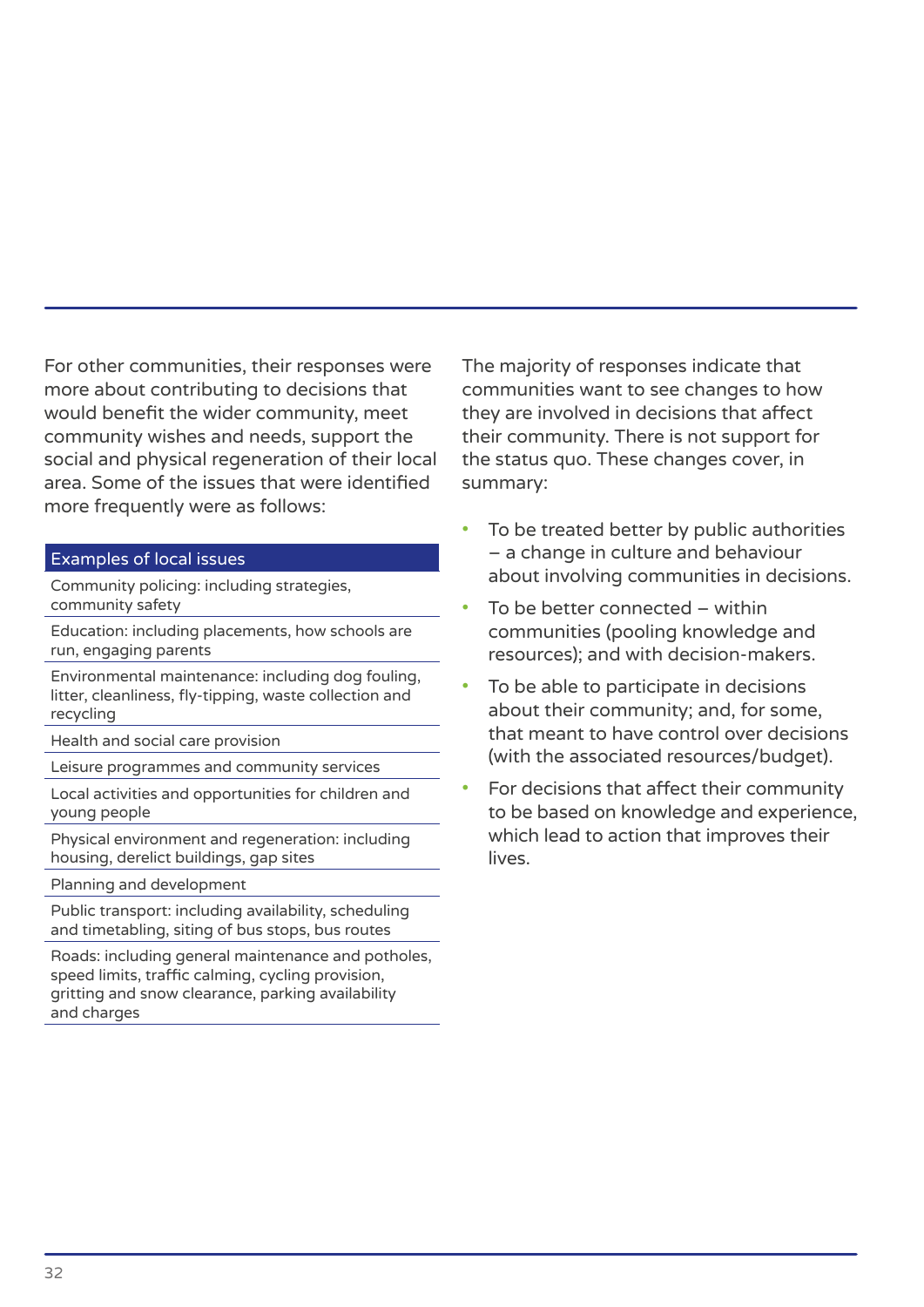For other communities, their responses were more about contributing to decisions that would benefit the wider community, meet community wishes and needs, support the social and physical regeneration of their local area. Some of the issues that were identified more frequently were as follows:

| Examples of local issues |
|---|
| Community policing: including strategies, community safety |
| Education: including placements, how schools are run, engaging parents |
| Environmental maintenance: including dog fouling, litter, cleanliness, fly-tipping, waste collection and recycling |
| Health and social care provision |
| Leisure programmes and community services |
| Local activities and opportunities for children and young people |
| Physical environment and regeneration: including housing, derelict buildings, gap sites |
| Planning and development |
| Public transport: including availability, scheduling and timetabling, siting of bus stops, bus routes |
| Roads: including general maintenance and potholes, speed limits, traffic calming, cycling provision, gritting and snow clearance, parking availability and charges |

The majority of responses indicate that communities want to see changes to how they are involved in decisions that affect their community. There is not support for the status quo. These changes cover, in summary:

- To be treated better by public authorities – a change in culture and behaviour about involving communities in decisions.
- To be better connected – within communities (pooling knowledge and resources); and with decision-makers.
- To be able to participate in decisions about their community; and, for some, that meant to have control over decisions (with the associated resources/budget).
- For decisions that affect their community to be based on knowledge and experience, which lead to action that improves their lives.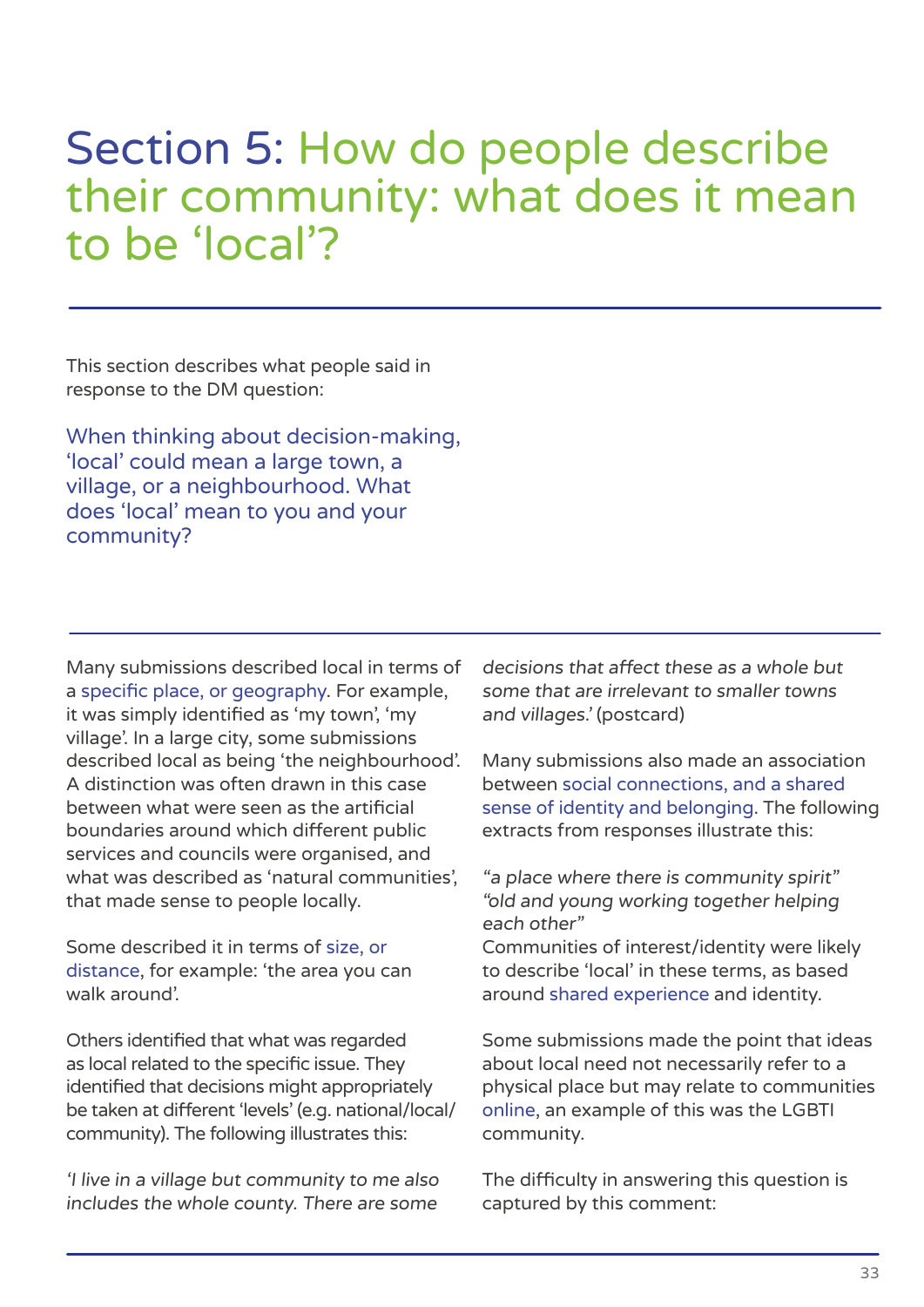# Section 5: How do people describe their community: what does it mean to be 'local'?

This section describes what people said in response to the DM question:

When thinking about decision-making, 'local' could mean a large town, a village, or a neighbourhood. What does 'local' mean to you and your community?

Many submissions described local in terms of a specific place, or geography. For example, it was simply identified as 'my town', 'my village'. In a large city, some submissions described local as being 'the neighbourhood'. A distinction was often drawn in this case between what were seen as the artificial boundaries around which different public services and councils were organised, and what was described as 'natural communities', that made sense to people locally.

Some described it in terms of size, or distance, for example: 'the area you can walk around'.

Others identified that what was regarded as local related to the specific issue. They identified that decisions might appropriately be taken at different 'levels' (e.g. national/local/community). The following illustrates this:

*'I live in a village but community to me also includes the whole county. There are some decisions that affect these as a whole but some that are irrelevant to smaller towns and villages.'* (postcard)

Many submissions also made an association between social connections, and a shared sense of identity and belonging. The following extracts from responses illustrate this:

*"a place where there is community spirit"*
*"old and young working together helping each other"*

Communities of interest/identity were likely to describe 'local' in these terms, as based around shared experience and identity.

Some submissions made the point that ideas about local need not necessarily refer to a physical place but may relate to communities online, an example of this was the LGBTI community.

The difficulty in answering this question is captured by this comment: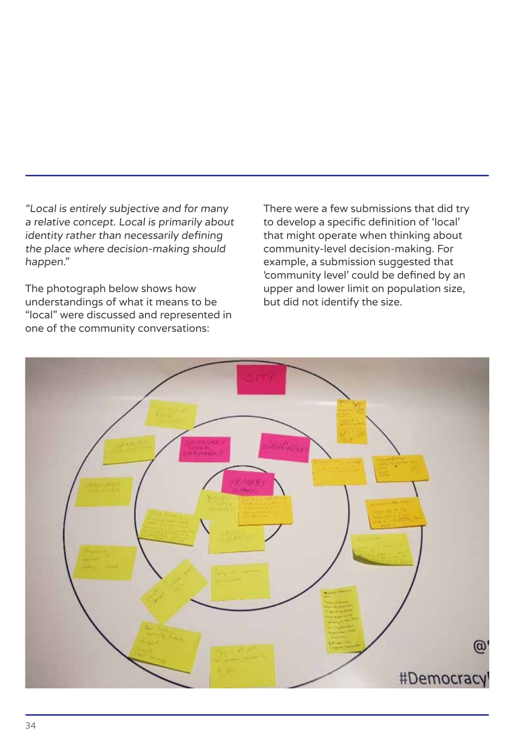*"Local is entirely subjective and for many a relative concept. Local is primarily about identity rather than necessarily defining the place where decision-making should happen."*

The photograph below shows how understandings of what it means to be "local" were discussed and represented in one of the community conversations:

There were a few submissions that did try to develop a specific definition of 'local' that might operate when thinking about community-level decision-making. For example, a submission suggested that 'community level' could be defined by an upper and lower limit on population size, but did not identify the size.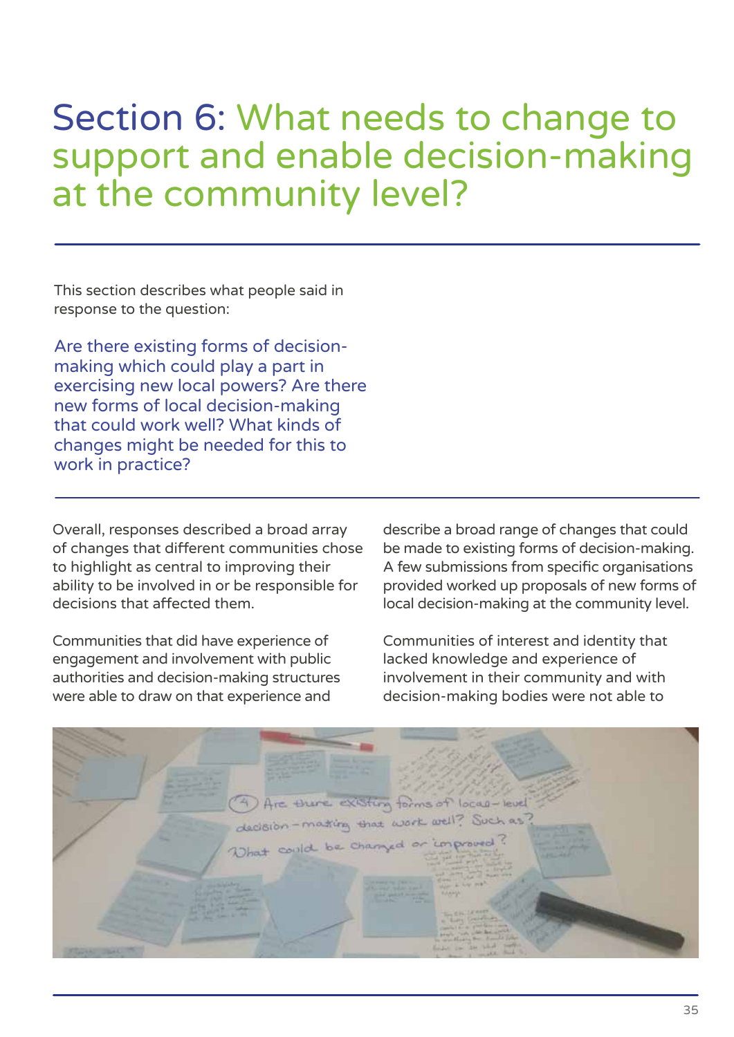# Section 6: What needs to change to support and enable decision-making at the community level?

This section describes what people said in response to the question:

Are there existing forms of decision-making which could play a part in exercising new local powers? Are there new forms of local decision-making that could work well? What kinds of changes might be needed for this to work in practice?

Overall, responses described a broad array of changes that different communities chose to highlight as central to improving their ability to be involved in or be responsible for decisions that affected them.

Communities that did have experience of engagement and involvement with public authorities and decision-making structures were able to draw on that experience and describe a broad range of changes that could be made to existing forms of decision-making. A few submissions from specific organisations provided worked up proposals of new forms of local decision-making at the community level.

Communities of interest and identity that lacked knowledge and experience of involvement in their community and with decision-making bodies were not able to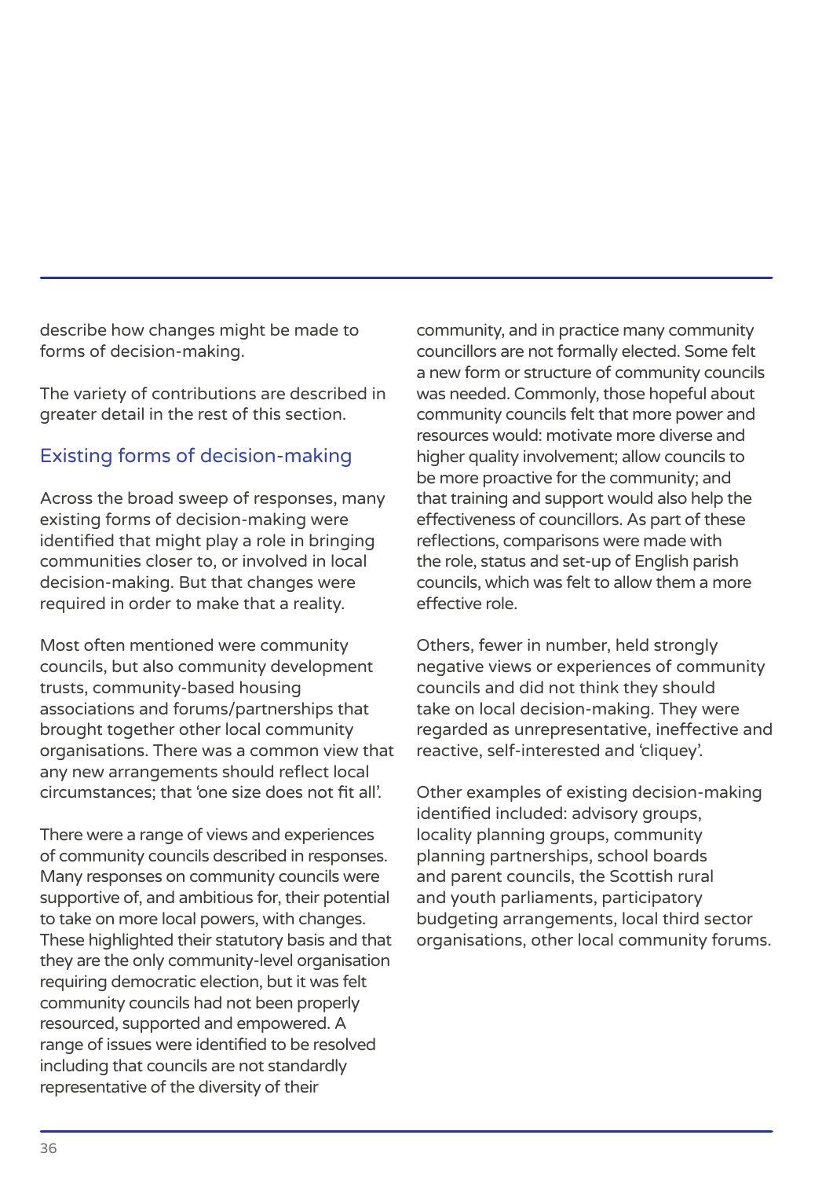describe how changes might be made to forms of decision-making.

The variety of contributions are described in greater detail in the rest of this section.

## Existing forms of decision-making

Across the broad sweep of responses, many existing forms of decision-making were identified that might play a role in bringing communities closer to, or involved in local decision-making. But that changes were required in order to make that a reality.

Most often mentioned were community councils, but also community development trusts, community-based housing associations and forums/partnerships that brought together other local community organisations. There was a common view that any new arrangements should reflect local circumstances; that 'one size does not fit all'.

There were a range of views and experiences of community councils described in responses. Many responses on community councils were supportive of, and ambitious for, their potential to take on more local powers, with changes. These highlighted their statutory basis and that they are the only community-level organisation requiring democratic election, but it was felt community councils had not been properly resourced, supported and empowered. A range of issues were identified to be resolved including that councils are not standardly representative of the diversity of their community, and in practice many community councillors are not formally elected. Some felt a new form or structure of community councils was needed. Commonly, those hopeful about community councils felt that more power and resources would: motivate more diverse and higher quality involvement; allow councils to be more proactive for the community; and that training and support would also help the effectiveness of councillors. As part of these reflections, comparisons were made with the role, status and set-up of English parish councils, which was felt to allow them a more effective role.

Others, fewer in number, held strongly negative views or experiences of community councils and did not think they should take on local decision-making. They were regarded as unrepresentative, ineffective and reactive, self-interested and 'cliquey'.

Other examples of existing decision-making identified included: advisory groups, locality planning groups, community planning partnerships, school boards and parent councils, the Scottish rural and youth parliaments, participatory budgeting arrangements, local third sector organisations, other local community forums.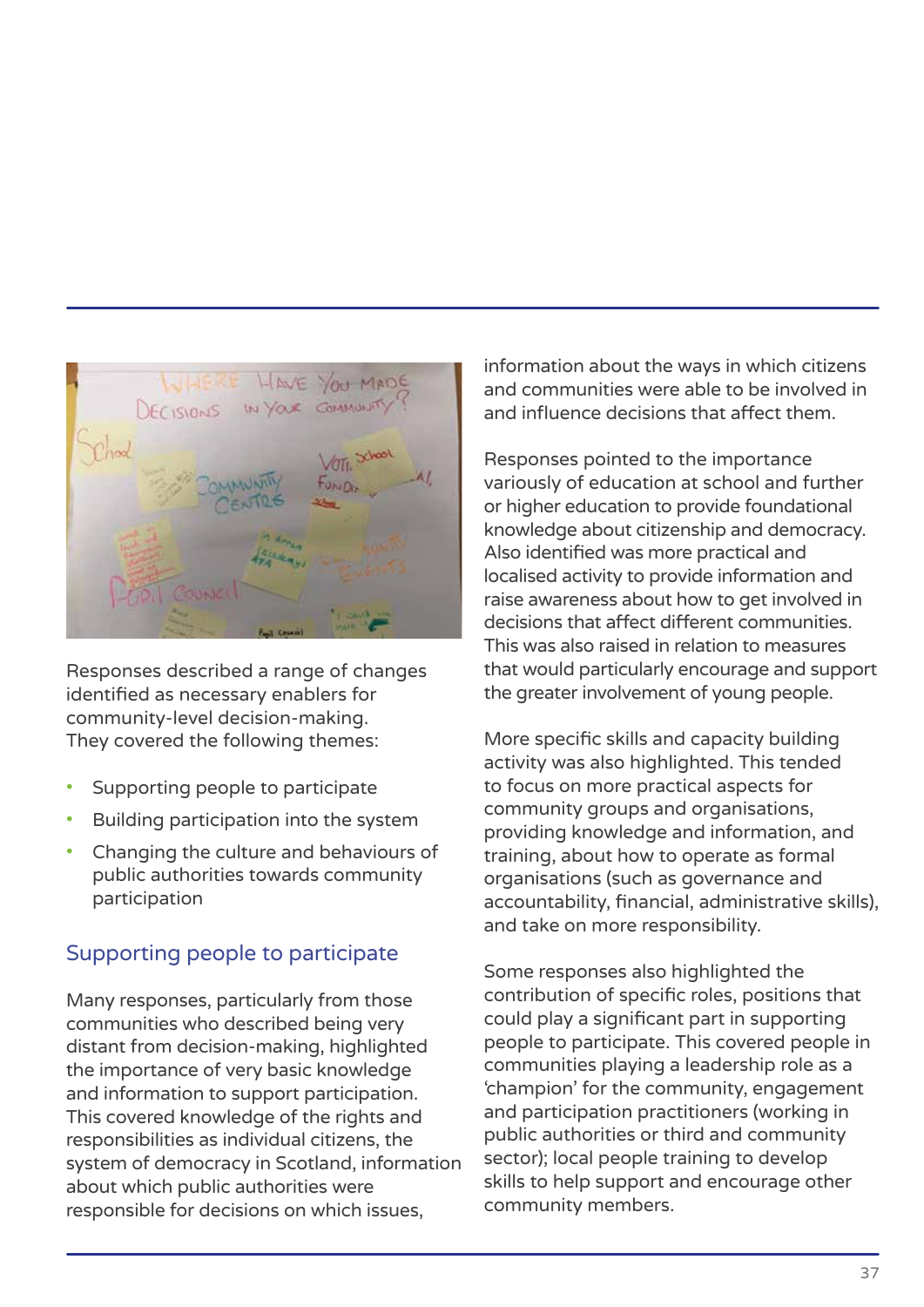Responses described a range of changes identified as necessary enablers for community-level decision-making. They covered the following themes:

- Supporting people to participate
- Building participation into the system
- Changing the culture and behaviours of public authorities towards community participation

## Supporting people to participate

Many responses, particularly from those communities who described being very distant from decision-making, highlighted the importance of very basic knowledge and information to support participation. This covered knowledge of the rights and responsibilities as individual citizens, the system of democracy in Scotland, information about which public authorities were responsible for decisions on which issues, information about the ways in which citizens and communities were able to be involved in and influence decisions that affect them.

Responses pointed to the importance variously of education at school and further or higher education to provide foundational knowledge about citizenship and democracy. Also identified was more practical and localised activity to provide information and raise awareness about how to get involved in decisions that affect different communities. This was also raised in relation to measures that would particularly encourage and support the greater involvement of young people.

More specific skills and capacity building activity was also highlighted. This tended to focus on more practical aspects for community groups and organisations, providing knowledge and information, and training, about how to operate as formal organisations (such as governance and accountability, financial, administrative skills), and take on more responsibility.

Some responses also highlighted the contribution of specific roles, positions that could play a significant part in supporting people to participate. This covered people in communities playing a leadership role as a 'champion' for the community, engagement and participation practitioners (working in public authorities or third and community sector); local people training to develop skills to help support and encourage other community members.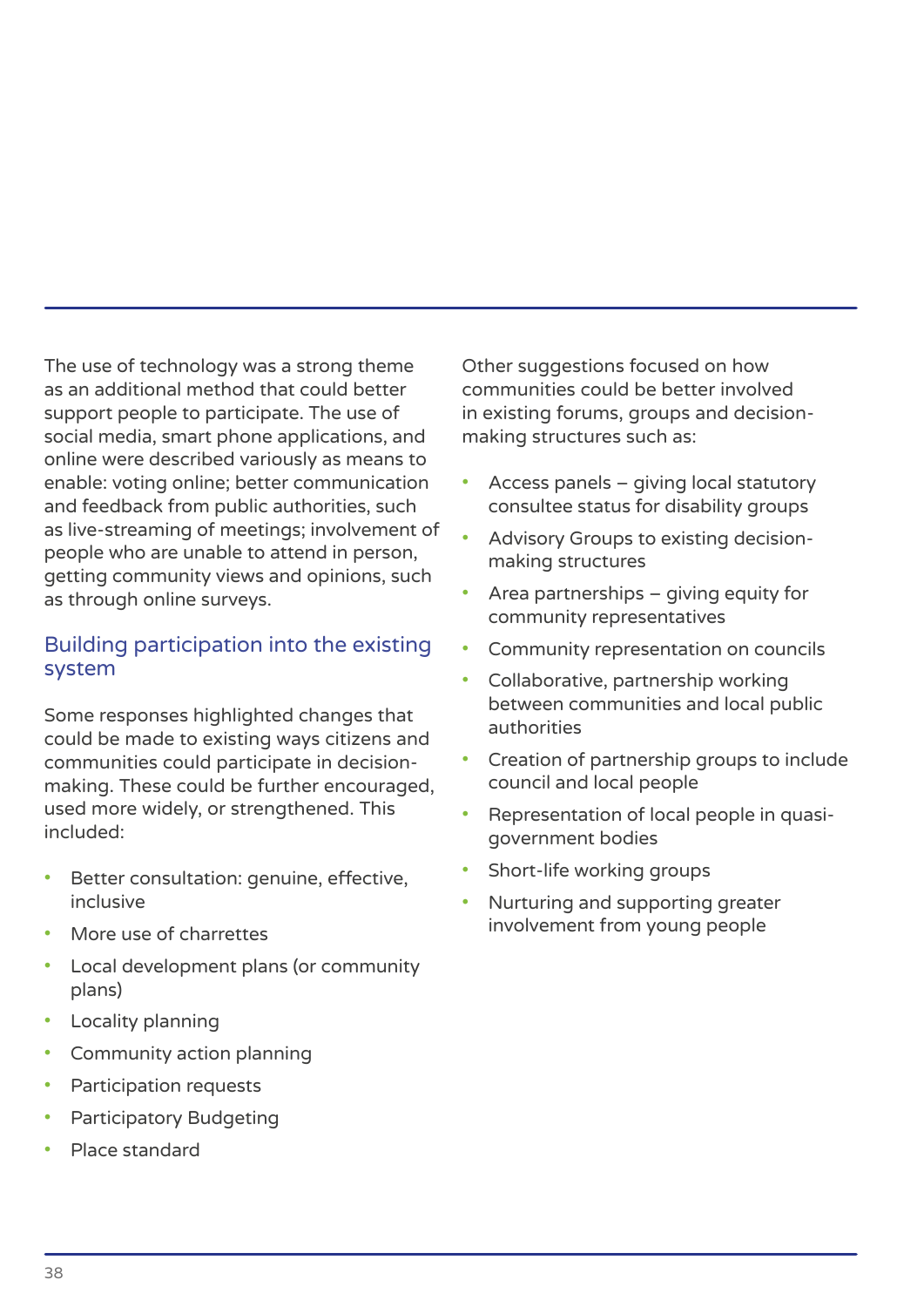The use of technology was a strong theme as an additional method that could better support people to participate. The use of social media, smart phone applications, and online were described variously as means to enable: voting online; better communication and feedback from public authorities, such as live-streaming of meetings; involvement of people who are unable to attend in person, getting community views and opinions, such as through online surveys.

## Building participation into the existing system

Some responses highlighted changes that could be made to existing ways citizens and communities could participate in decision-making. These could be further encouraged, used more widely, or strengthened. This included:

- Better consultation: genuine, effective, inclusive
- More use of charrettes
- Local development plans (or community plans)
- Locality planning
- Community action planning
- Participation requests
- Participatory Budgeting
- Place standard

Other suggestions focused on how communities could be better involved in existing forums, groups and decision-making structures such as:

- Access panels – giving local statutory consultee status for disability groups
- Advisory Groups to existing decision-making structures
- Area partnerships – giving equity for community representatives
- Community representation on councils
- Collaborative, partnership working between communities and local public authorities
- Creation of partnership groups to include council and local people
- Representation of local people in quasi-government bodies
- Short-life working groups
- Nurturing and supporting greater involvement from young people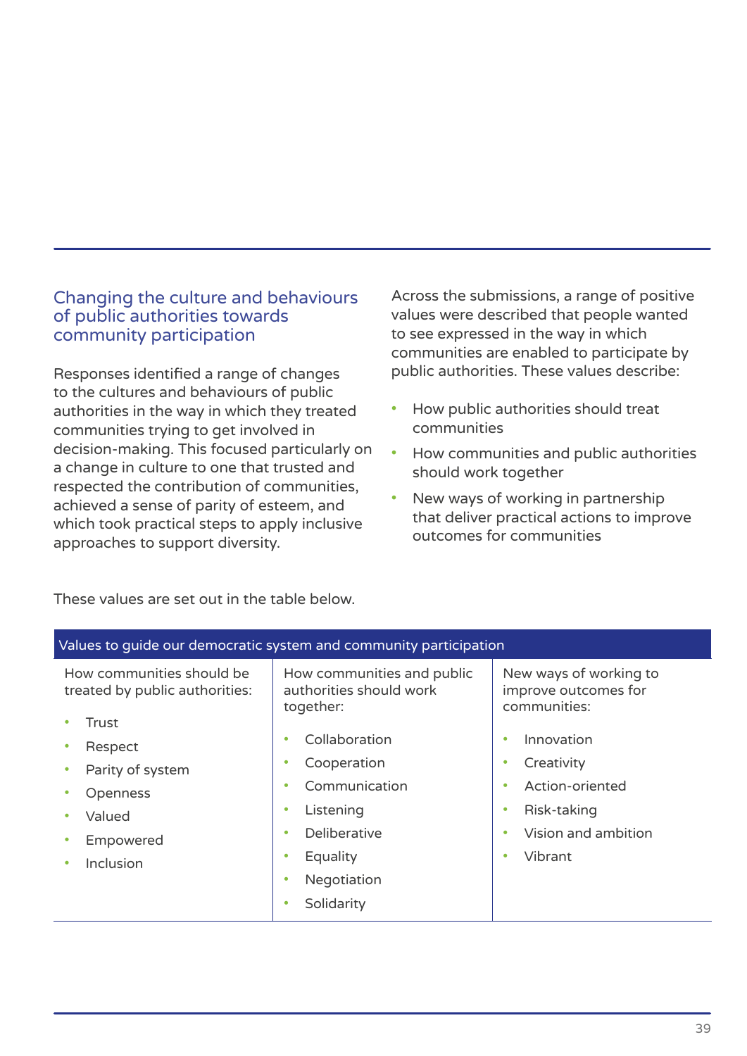## Changing the culture and behaviours of public authorities towards community participation

Responses identified a range of changes to the cultures and behaviours of public authorities in the way in which they treated communities trying to get involved in decision-making. This focused particularly on a change in culture to one that trusted and respected the contribution of communities, achieved a sense of parity of esteem, and which took practical steps to apply inclusive approaches to support diversity.

Across the submissions, a range of positive values were described that people wanted to see expressed in the way in which communities are enabled to participate by public authorities. These values describe:

- How public authorities should treat communities
- How communities and public authorities should work together
- New ways of working in partnership that deliver practical actions to improve outcomes for communities

These values are set out in the table below.

| Values to guide our democratic system and community participation | | |
|---|---|---|
| How communities should be treated by public authorities: | How communities and public authorities should work together: | New ways of working to improve outcomes for communities: |
| • Trust<br>• Respect<br>• Parity of system<br>• Openness<br>• Valued<br>• Empowered<br>• Inclusion | • Collaboration<br>• Cooperation<br>• Communication<br>• Listening<br>• Deliberative<br>• Equality<br>• Negotiation<br>• Solidarity | • Innovation<br>• Creativity<br>• Action-oriented<br>• Risk-taking<br>• Vision and ambition<br>• Vibrant |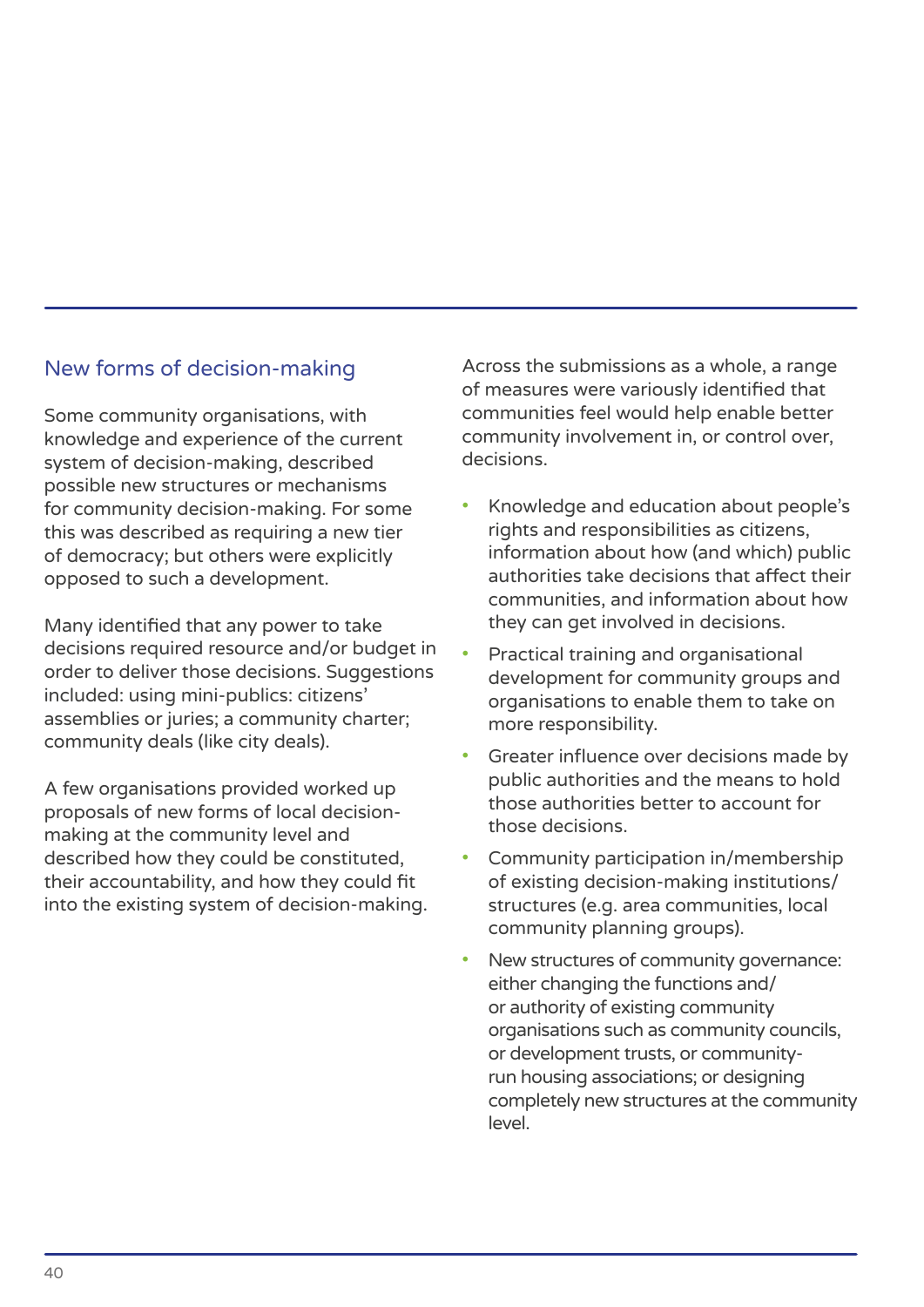## New forms of decision-making

Some community organisations, with knowledge and experience of the current system of decision-making, described possible new structures or mechanisms for community decision-making. For some this was described as requiring a new tier of democracy; but others were explicitly opposed to such a development.

Many identified that any power to take decisions required resource and/or budget in order to deliver those decisions. Suggestions included: using mini-publics: citizens' assemblies or juries; a community charter; community deals (like city deals).

A few organisations provided worked up proposals of new forms of local decision-making at the community level and described how they could be constituted, their accountability, and how they could fit into the existing system of decision-making.

Across the submissions as a whole, a range of measures were variously identified that communities feel would help enable better community involvement in, or control over, decisions.

- Knowledge and education about people's rights and responsibilities as citizens, information about how (and which) public authorities take decisions that affect their communities, and information about how they can get involved in decisions.
- Practical training and organisational development for community groups and organisations to enable them to take on more responsibility.
- Greater influence over decisions made by public authorities and the means to hold those authorities better to account for those decisions.
- Community participation in/membership of existing decision-making institutions/structures (e.g. area communities, local community planning groups).
- New structures of community governance: either changing the functions and/or authority of existing community organisations such as community councils, or development trusts, or community-run housing associations; or designing completely new structures at the community level.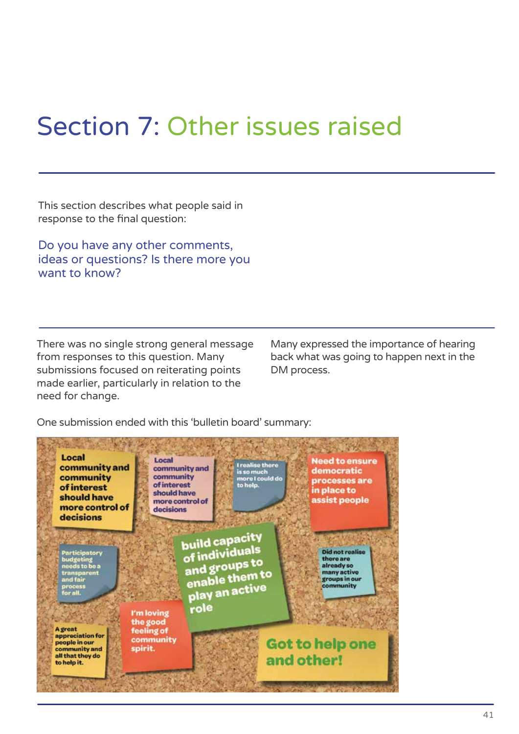# Section 7: Other issues raised

This section describes what people said in response to the final question:

Do you have any other comments, ideas or questions? Is there more you want to know?

There was no single strong general message from responses to this question. Many submissions focused on reiterating points made earlier, particularly in relation to the need for change.

Many expressed the importance of hearing back what was going to happen next in the DM process.

One submission ended with this 'bulletin board' summary:

Local community and community of interest should have more control of decisions

Local community and community of interest should have more control of decisions

I realise there is so much more I could do to help.

Need to ensure democratic processes are in place to assist people

Participatory budgeting needs to be a transparent and fair process for all.

build capacity of individuals and groups to enable them to play an active role

Did not realise there are already so many active groups in our community

I'm loving the good feeling of community spirit.

A great appreciation for people in our community and all that they do to help it.

Got to help one and other!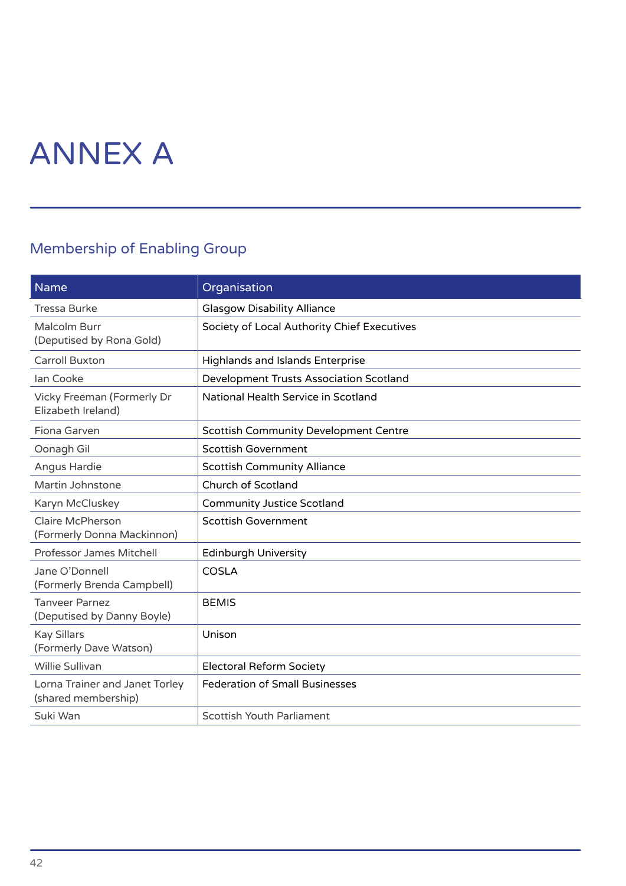# ANNEX A

## Membership of Enabling Group

| Name | Organisation |
|---|---|
| Tressa Burke | Glasgow Disability Alliance |
| Malcolm Burr (Deputised by Rona Gold) | Society of Local Authority Chief Executives |
| Carroll Buxton | Highlands and Islands Enterprise |
| Ian Cooke | Development Trusts Association Scotland |
| Vicky Freeman (Formerly Dr Elizabeth Ireland) | National Health Service in Scotland |
| Fiona Garven | Scottish Community Development Centre |
| Oonagh Gil | Scottish Government |
| Angus Hardie | Scottish Community Alliance |
| Martin Johnstone | Church of Scotland |
| Karyn McCluskey | Community Justice Scotland |
| Claire McPherson (Formerly Donna Mackinnon) | Scottish Government |
| Professor James Mitchell | Edinburgh University |
| Jane O'Donnell (Formerly Brenda Campbell) | COSLA |
| Tanveer Parnez (Deputised by Danny Boyle) | BEMIS |
| Kay Sillars (Formerly Dave Watson) | Unison |
| Willie Sullivan | Electoral Reform Society |
| Lorna Trainer and Janet Torley (shared membership) | Federation of Small Businesses |
| Suki Wan | Scottish Youth Parliament |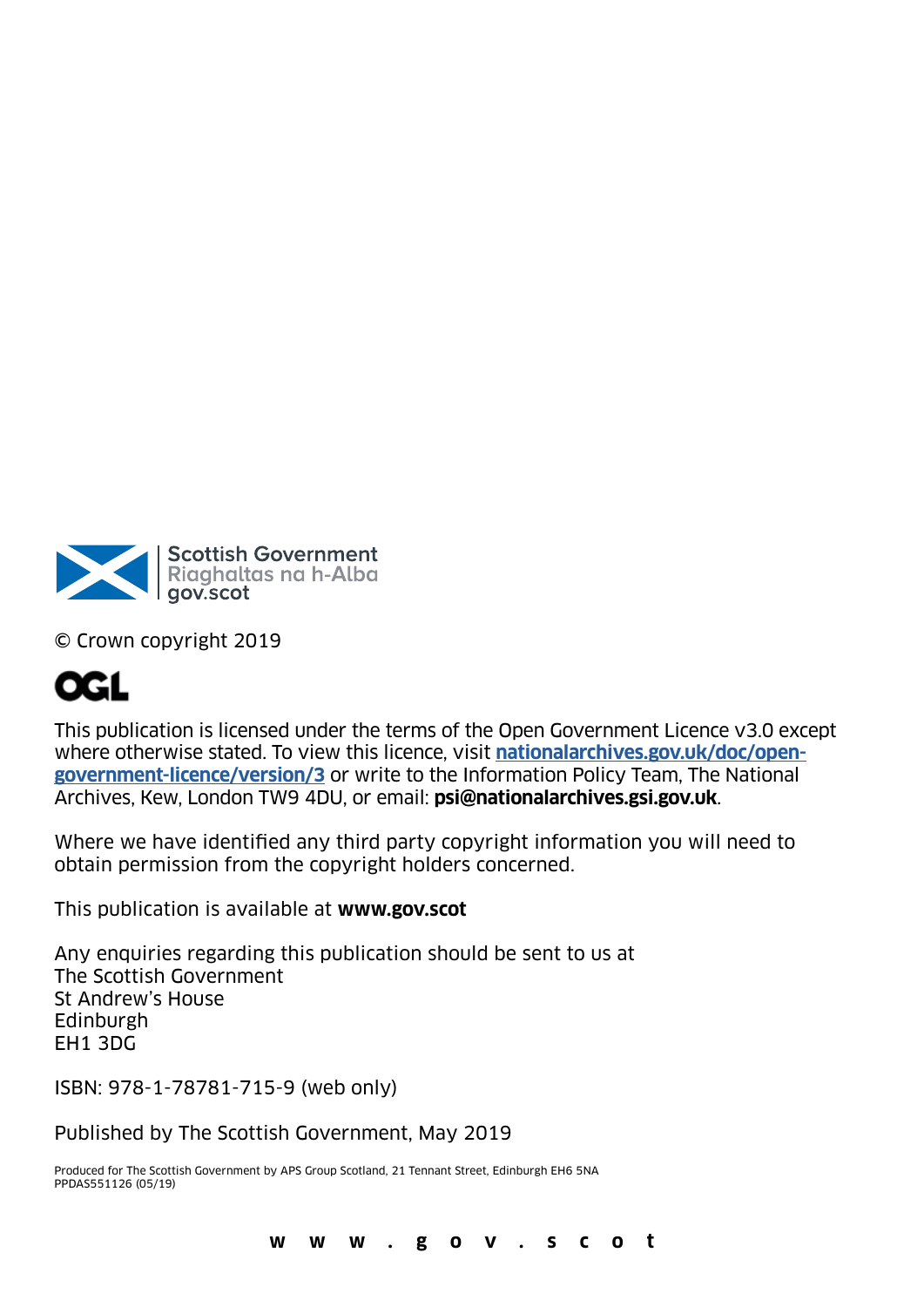Scottish Government
Riaghaltas na h-Alba
gov.scot

© Crown copyright 2019

OGL

This publication is licensed under the terms of the Open Government Licence v3.0 except where otherwise stated. To view this licence, visit **nationalarchives.gov.uk/doc/open-government-licence/version/3** or write to the Information Policy Team, The National Archives, Kew, London TW9 4DU, or email: **psi@nationalarchives.gsi.gov.uk**.

Where we have identified any third party copyright information you will need to obtain permission from the copyright holders concerned.

This publication is available at **www.gov.scot**

Any enquiries regarding this publication should be sent to us at
The Scottish Government
St Andrew's House
Edinburgh
EH1 3DG

ISBN: 978-1-78781-715-9 (web only)

Published by The Scottish Government, May 2019

Produced for The Scottish Government by APS Group Scotland, 21 Tennant Street, Edinburgh EH6 5NA
PPDAS551126 (05/19)

**w w w . g o v . s c o t**